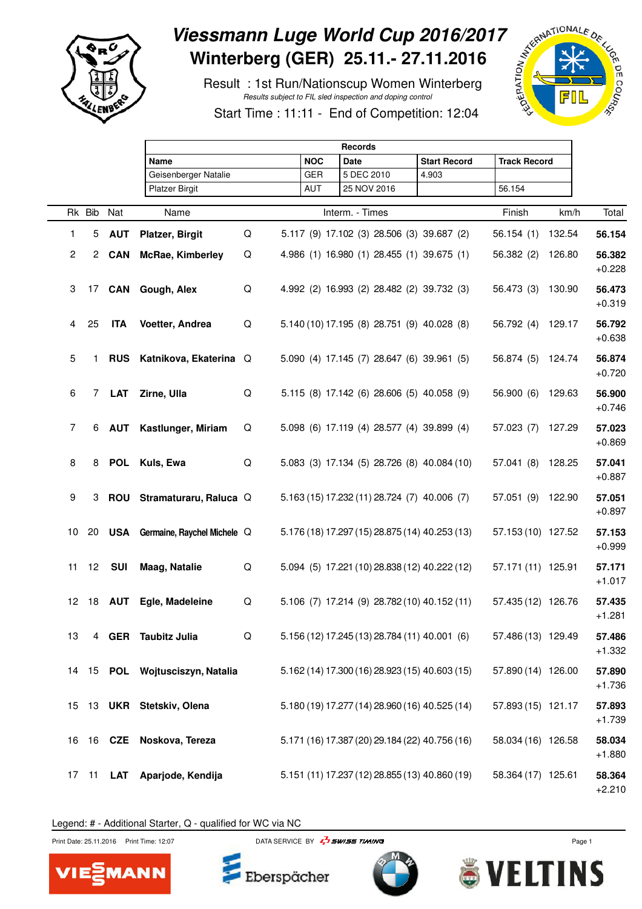# Viessmann Luge World Cup 2016/2017

## Winterberg (GER) 25.11.- 27.11.2016

Result : 1st Run/Nationscup Women Winterberg

*Results subject to FIL sled inspection and doping control*

Start Time : 11:11 - End of Competition: 12:04

| Records | | | | |
|---|---|---|---|---|
| **Name** | **NOC** | **Date** | **Start Record** | **Track Record** |
| Geisenberger Natalie | GER | 5 DEC 2010 | 4.903 | |
| Platzer Birgit | AUT | 25 NOV 2016 | | 56.154 |

| Rk | Bib | Nat | Name | | Interm. - Times | | | | Finish | km/h | Total |
|---|---|---|---|---|---|---|---|---|---|---|---|
| 1 | 5 | **AUT** | **Platzer, Birgit** | Q | 5.117 (9) | 17.102 (3) | 28.506 (3) | 39.687 (2) | 56.154 (1) | 132.54 | **56.154** |
| 2 | 2 | **CAN** | **McRae, Kimberley** | Q | 4.986 (1) | 16.980 (1) | 28.455 (1) | 39.675 (1) | 56.382 (2) | 126.80 | **56.382** +0.228 |
| 3 | 17 | **CAN** | **Gough, Alex** | Q | 4.992 (2) | 16.993 (2) | 28.482 (2) | 39.732 (3) | 56.473 (3) | 130.90 | **56.473** +0.319 |
| 4 | 25 | **ITA** | **Voetter, Andrea** | Q | 5.140 (10) | 17.195 (8) | 28.751 (9) | 40.028 (8) | 56.792 (4) | 129.17 | **56.792** +0.638 |
| 5 | 1 | **RUS** | **Katnikova, Ekaterina** | Q | 5.090 (4) | 17.145 (7) | 28.647 (6) | 39.961 (5) | 56.874 (5) | 124.74 | **56.874** +0.720 |
| 6 | 7 | **LAT** | **Zirne, Ulla** | Q | 5.115 (8) | 17.142 (6) | 28.606 (5) | 40.058 (9) | 56.900 (6) | 129.63 | **56.900** +0.746 |
| 7 | 6 | **AUT** | **Kastlunger, Miriam** | Q | 5.098 (6) | 17.119 (4) | 28.577 (4) | 39.899 (4) | 57.023 (7) | 127.29 | **57.023** +0.869 |
| 8 | 8 | **POL** | **Kuls, Ewa** | Q | 5.083 (3) | 17.134 (5) | 28.726 (8) | 40.084 (10) | 57.041 (8) | 128.25 | **57.041** +0.887 |
| 9 | 3 | **ROU** | **Stramaturaru, Raluca** | Q | 5.163 (15) | 17.232 (11) | 28.724 (7) | 40.006 (7) | 57.051 (9) | 122.90 | **57.051** +0.897 |
| 10 | 20 | **USA** | **Germaine, Raychel Michele** | Q | 5.176 (18) | 17.297 (15) | 28.875 (14) | 40.253 (13) | 57.153 (10) | 127.52 | **57.153** +0.999 |
| 11 | 12 | **SUI** | **Maag, Natalie** | Q | 5.094 (5) | 17.221 (10) | 28.838 (12) | 40.222 (12) | 57.171 (11) | 125.91 | **57.171** +1.017 |
| 12 | 18 | **AUT** | **Egle, Madeleine** | Q | 5.106 (7) | 17.214 (9) | 28.782 (10) | 40.152 (11) | 57.435 (12) | 126.76 | **57.435** +1.281 |
| 13 | 4 | **GER** | **Taubitz Julia** | Q | 5.156 (12) | 17.245 (13) | 28.784 (11) | 40.001 (6) | 57.486 (13) | 129.49 | **57.486** +1.332 |
| 14 | 15 | **POL** | **Wojtusciszyn, Natalia** | | 5.162 (14) | 17.300 (16) | 28.923 (15) | 40.603 (15) | 57.890 (14) | 126.00 | **57.890** +1.736 |
| 15 | 13 | **UKR** | **Stetskiv, Olena** | | 5.180 (19) | 17.277 (14) | 28.960 (16) | 40.525 (14) | 57.893 (15) | 121.17 | **57.893** +1.739 |
| 16 | 16 | **CZE** | **Noskova, Tereza** | | 5.171 (16) | 17.387 (20) | 29.184 (22) | 40.756 (16) | 58.034 (16) | 126.58 | **58.034** +1.880 |
| 17 | 11 | **LAT** | **Aparjode, Kendija** | | 5.151 (11) | 17.237 (12) | 28.855 (13) | 40.860 (19) | 58.364 (17) | 125.61 | **58.364** +2.210 |

Legend: # - Additional Starter, Q - qualified for WC via NC

Print Date: 25.11.2016 Print Time: 12:07 DATA SERVICE BY SWISS TIMING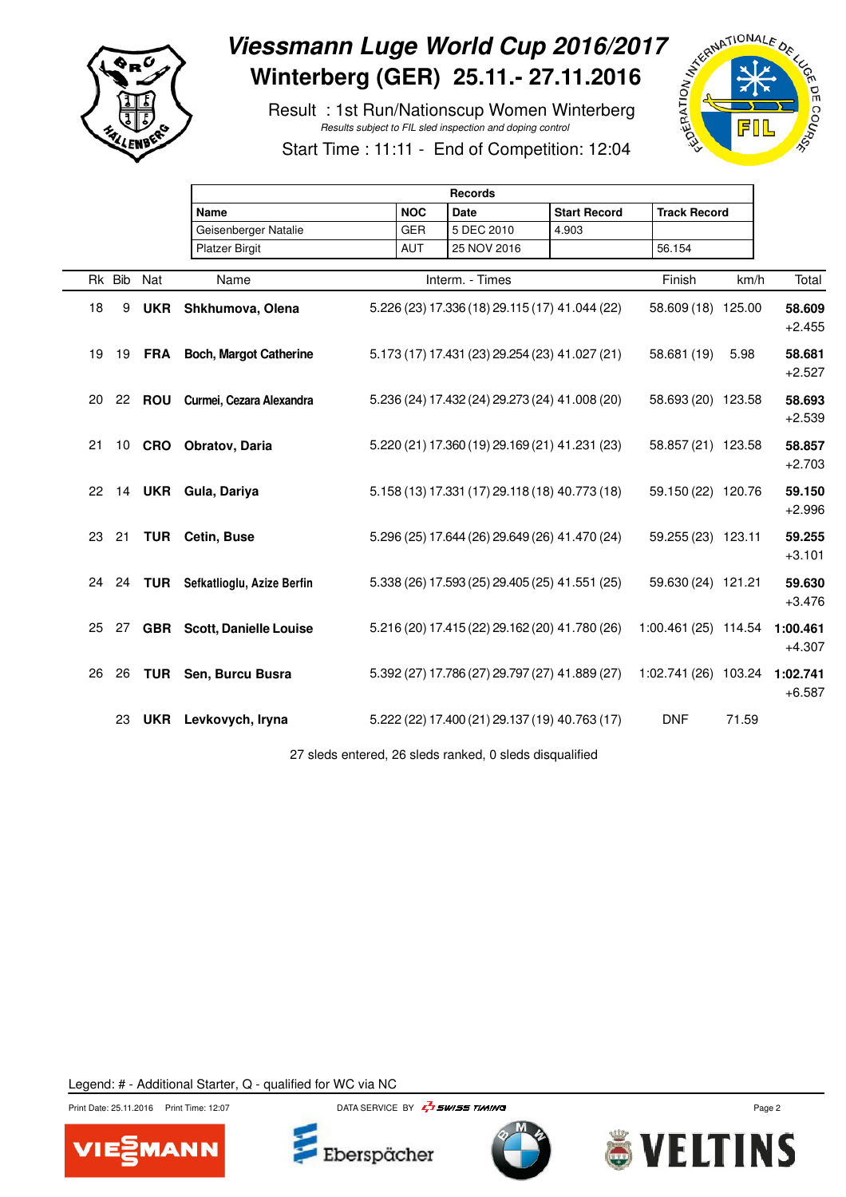# Viessmann Luge World Cup 2016/2017
## Winterberg (GER) 25.11.- 27.11.2016

Result : 1st Run/Nationscup Women Winterberg

*Results subject to FIL sled inspection and doping control*

Start Time : 11:11 - End of Competition: 12:04

| Records | | | | |
|---|---|---|---|---|
| **Name** | **NOC** | **Date** | **Start Record** | **Track Record** |
| Geisenberger Natalie | GER | 5 DEC 2010 | 4.903 | |
| Platzer Birgit | AUT | 25 NOV 2016 | | 56.154 |

| Rk | Bib | Nat | Name | Interm. - Times | | | | Finish | km/h | Total |
|---|---|---|---|---|---|---|---|---|---|---|
| 18 | 9 | **UKR** | **Shkhumova, Olena** | 5.226 (23) | 17.336 (18) | 29.115 (17) | 41.044 (22) | 58.609 (18) | 125.00 | **58.609** +2.455 |
| 19 | 19 | **FRA** | **Boch, Margot Catherine** | 5.173 (17) | 17.431 (23) | 29.254 (23) | 41.027 (21) | 58.681 (19) | 5.98 | **58.681** +2.527 |
| 20 | 22 | **ROU** | **Curmei, Cezara Alexandra** | 5.236 (24) | 17.432 (24) | 29.273 (24) | 41.008 (20) | 58.693 (20) | 123.58 | **58.693** +2.539 |
| 21 | 10 | **CRO** | **Obratov, Daria** | 5.220 (21) | 17.360 (19) | 29.169 (21) | 41.231 (23) | 58.857 (21) | 123.58 | **58.857** +2.703 |
| 22 | 14 | **UKR** | **Gula, Dariya** | 5.158 (13) | 17.331 (17) | 29.118 (18) | 40.773 (18) | 59.150 (22) | 120.76 | **59.150** +2.996 |
| 23 | 21 | **TUR** | **Cetin, Buse** | 5.296 (25) | 17.644 (26) | 29.649 (26) | 41.470 (24) | 59.255 (23) | 123.11 | **59.255** +3.101 |
| 24 | 24 | **TUR** | **Sefkatlioglu, Azize Berfin** | 5.338 (26) | 17.593 (25) | 29.405 (25) | 41.551 (25) | 59.630 (24) | 121.21 | **59.630** +3.476 |
| 25 | 27 | **GBR** | **Scott, Danielle Louise** | 5.216 (20) | 17.415 (22) | 29.162 (20) | 41.780 (26) | 1:00.461 (25) | 114.54 | **1:00.461** +4.307 |
| 26 | 26 | **TUR** | **Sen, Burcu Busra** | 5.392 (27) | 17.786 (27) | 29.797 (27) | 41.889 (27) | 1:02.741 (26) | 103.24 | **1:02.741** +6.587 |
| | 23 | **UKR** | **Levkovych, Iryna** | 5.222 (22) | 17.400 (21) | 29.137 (19) | 40.763 (17) | DNF | 71.59 | |

27 sleds entered, 26 sleds ranked, 0 sleds disqualified

Legend: # - Additional Starter, Q - qualified for WC via NC

Print Date: 25.11.2016 Print Time: 12:07 DATA SERVICE BY SWISS TIMING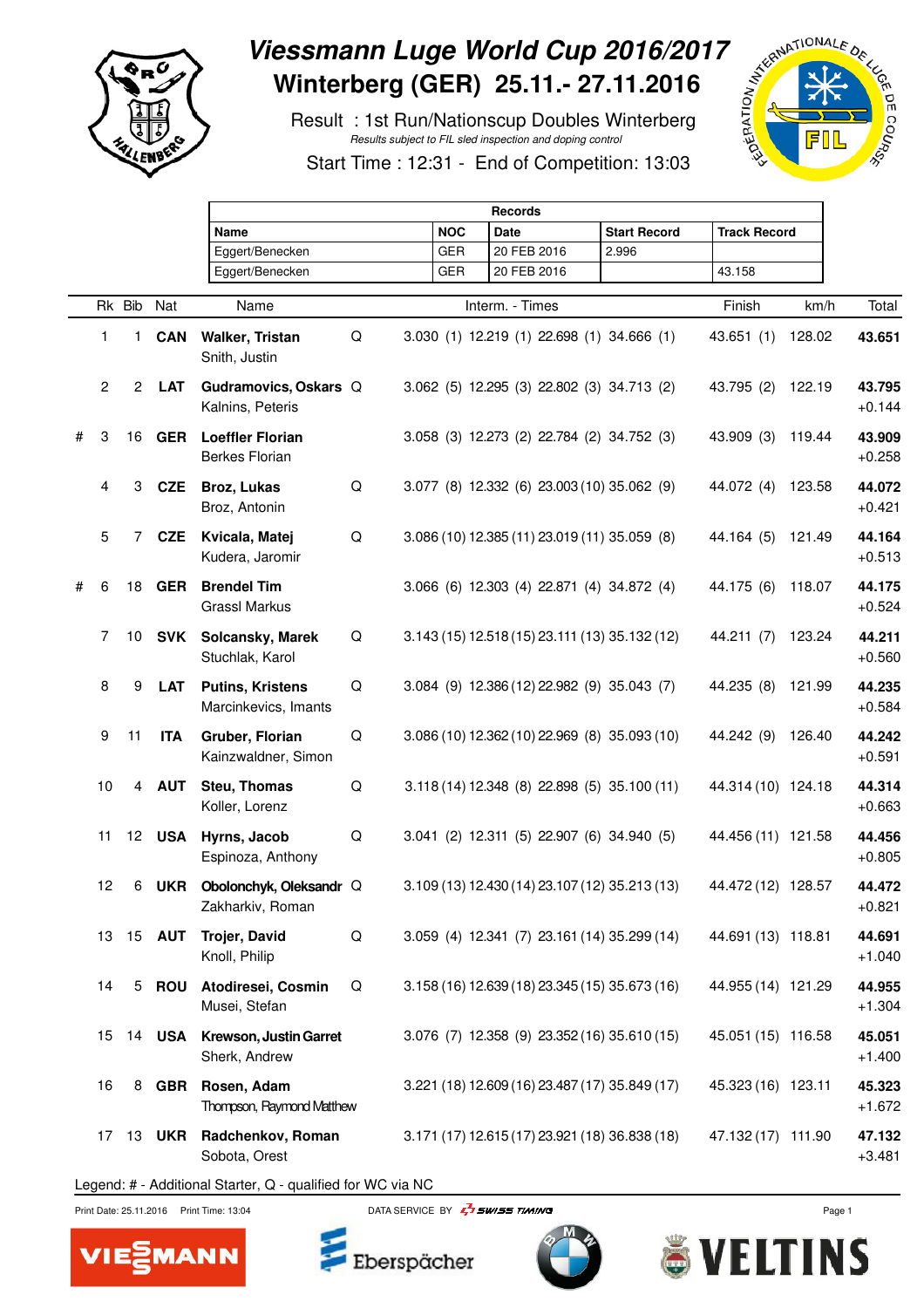# Viessmann Luge World Cup 2016/2017

## Winterberg (GER) 25.11.- 27.11.2016

Result : 1st Run/Nationscup Doubles Winterberg

*Results subject to FIL sled inspection and doping control*

Start Time : 12:31 - End of Competition: 13:03

| Records | | | | |
|---|---|---|---|---|
| **Name** | **NOC** | **Date** | **Start Record** | **Track Record** |
| Eggert/Benecken | GER | 20 FEB 2016 | 2.996 | |
| Eggert/Benecken | GER | 20 FEB 2016 | | 43.158 |

| | Rk | Bib | Nat | Name | | Interm. - Times | | | | Finish | km/h | Total |
|---|---|---|---|---|---|---|---|---|---|---|---|---|
| | 1 | 1 | **CAN** | **Walker, Tristan**<br>Smith, Justin | Q | 3.030 (1) | 12.219 (1) | 22.698 (1) | 34.666 (1) | 43.651 (1) | 128.02 | **43.651** |
| | 2 | 2 | **LAT** | **Gudramovics, Oskars**<br>Kalnins, Peteris | Q | 3.062 (5) | 12.295 (3) | 22.802 (3) | 34.713 (2) | 43.795 (2) | 122.19 | **43.795**<br>+0.144 |
| # | 3 | 16 | **GER** | **Loeffler Florian**<br>Berkes Florian | | 3.058 (3) | 12.273 (2) | 22.784 (2) | 34.752 (3) | 43.909 (3) | 119.44 | **43.909**<br>+0.258 |
| | 4 | 3 | **CZE** | **Broz, Lukas**<br>Broz, Antonin | Q | 3.077 (8) | 12.332 (6) | 23.003 (10) | 35.062 (9) | 44.072 (4) | 123.58 | **44.072**<br>+0.421 |
| | 5 | 7 | **CZE** | **Kvicala, Matej**<br>Kudera, Jaromir | Q | 3.086 (10) | 12.385 (11) | 23.019 (11) | 35.059 (8) | 44.164 (5) | 121.49 | **44.164**<br>+0.513 |
| # | 6 | 18 | **GER** | **Brendel Tim**<br>Grassl Markus | | 3.066 (6) | 12.303 (4) | 22.871 (4) | 34.872 (4) | 44.175 (6) | 118.07 | **44.175**<br>+0.524 |
| | 7 | 10 | **SVK** | **Solcansky, Marek**<br>Stuchlak, Karol | Q | 3.143 (15) | 12.518 (15) | 23.111 (13) | 35.132 (12) | 44.211 (7) | 123.24 | **44.211**<br>+0.560 |
| | 8 | 9 | **LAT** | **Putins, Kristens**<br>Marcinkevics, Imants | Q | 3.084 (9) | 12.386 (12) | 22.982 (9) | 35.043 (7) | 44.235 (8) | 121.99 | **44.235**<br>+0.584 |
| | 9 | 11 | **ITA** | **Gruber, Florian**<br>Kainzwaldner, Simon | Q | 3.086 (10) | 12.362 (10) | 22.969 (8) | 35.093 (10) | 44.242 (9) | 126.40 | **44.242**<br>+0.591 |
| | 10 | 4 | **AUT** | **Steu, Thomas**<br>Koller, Lorenz | Q | 3.118 (14) | 12.348 (8) | 22.898 (5) | 35.100 (11) | 44.314 (10) | 124.18 | **44.314**<br>+0.663 |
| | 11 | 12 | **USA** | **Hyrns, Jacob**<br>Espinoza, Anthony | Q | 3.041 (2) | 12.311 (5) | 22.907 (6) | 34.940 (5) | 44.456 (11) | 121.58 | **44.456**<br>+0.805 |
| | 12 | 6 | **UKR** | **Obolonchyk, Oleksandr**<br>Zakharkiv, Roman | Q | 3.109 (13) | 12.430 (14) | 23.107 (12) | 35.213 (13) | 44.472 (12) | 128.57 | **44.472**<br>+0.821 |
| | 13 | 15 | **AUT** | **Trojer, David**<br>Knoll, Philip | Q | 3.059 (4) | 12.341 (7) | 23.161 (14) | 35.299 (14) | 44.691 (13) | 118.81 | **44.691**<br>+1.040 |
| | 14 | 5 | **ROU** | **Atodiresei, Cosmin**<br>Musei, Stefan | Q | 3.158 (16) | 12.639 (18) | 23.345 (15) | 35.673 (16) | 44.955 (14) | 121.29 | **44.955**<br>+1.304 |
| | 15 | 14 | **USA** | **Krewson, Justin Garret**<br>Sherk, Andrew | | 3.076 (7) | 12.358 (9) | 23.352 (16) | 35.610 (15) | 45.051 (15) | 116.58 | **45.051**<br>+1.400 |
| | 16 | 8 | **GBR** | **Rosen, Adam**<br>Thompson, Raymond Matthew | | 3.221 (18) | 12.609 (16) | 23.487 (17) | 35.849 (17) | 45.323 (16) | 123.11 | **45.323**<br>+1.672 |
| | 17 | 13 | **UKR** | **Radchenkov, Roman**<br>Sobota, Orest | | 3.171 (17) | 12.615 (17) | 23.921 (18) | 36.838 (18) | 47.132 (17) | 111.90 | **47.132**<br>+3.481 |

Legend: # - Additional Starter, Q - qualified for WC via NC

Print Date: 25.11.2016 Print Time: 13:04 DATA SERVICE BY SWISS TIMING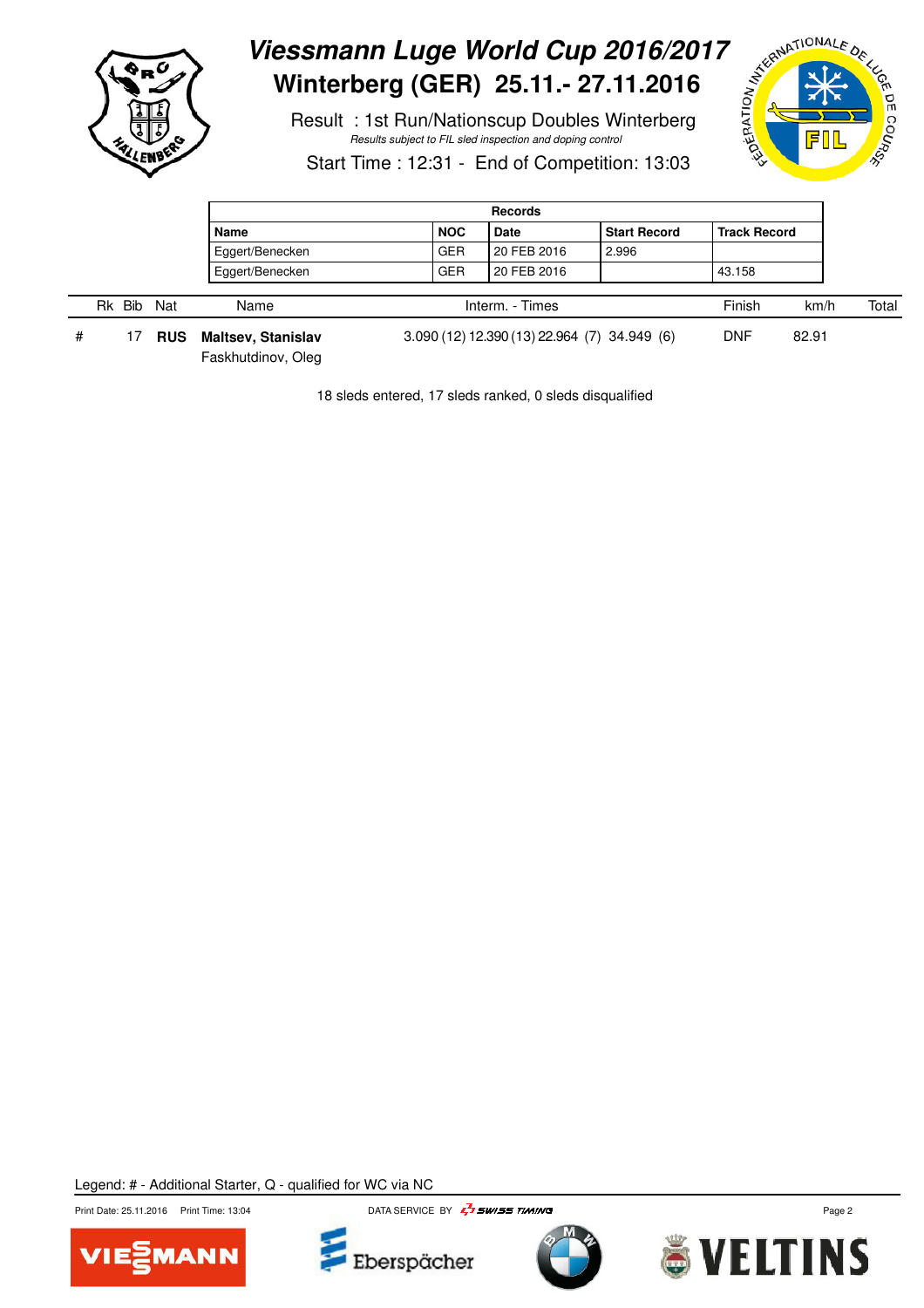# Viessmann Luge World Cup 2016/2017

## Winterberg (GER) 25.11.- 27.11.2016

Result : 1st Run/Nationscup Doubles Winterberg

*Results subject to FIL sled inspection and doping control*

Start Time : 12:31 - End of Competition: 13:03

| Records | | | | |
|---|---|---|---|---|
| **Name** | **NOC** | **Date** | **Start Record** | **Track Record** |
| Eggert/Benecken | GER | 20 FEB 2016 | 2.996 | |
| Eggert/Benecken | GER | 20 FEB 2016 | | 43.158 |

| | Rk | Bib | Nat | Name | Interm. - Times | | | | Finish | km/h | Total |
|---|---|---|---|---|---|---|---|---|---|---|---|
| # | | 17 | **RUS** | **Maltsev, Stanislav**<br>Faskhutdinov, Oleg | 3.090 (12) | 12.390 (13) | 22.964 (7) | 34.949 (6) | DNF | 82.91 | |

18 sleds entered, 17 sleds ranked, 0 sleds disqualified

Legend: # - Additional Starter, Q - qualified for WC via NC

Print Date: 25.11.2016 Print Time: 13:04

DATA SERVICE BY SWISS TIMING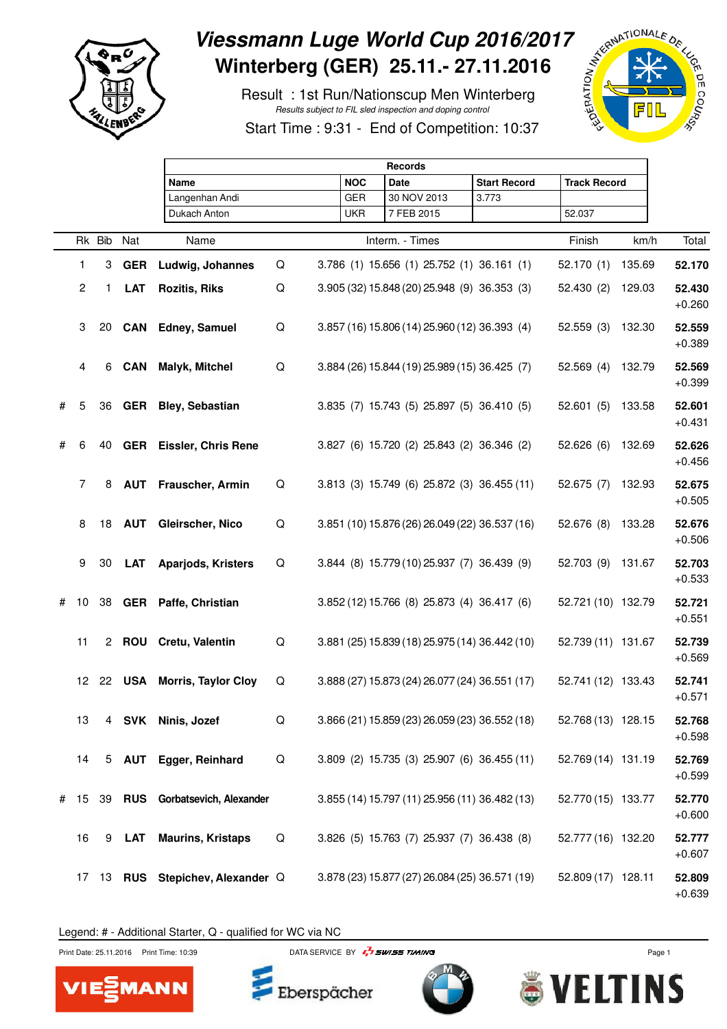# Viessmann Luge World Cup 2016/2017

## Winterberg (GER) 25.11.- 27.11.2016

Result : 1st Run/Nationscup Men Winterberg

*Results subject to FIL sled inspection and doping control*

Start Time : 9:31 - End of Competition: 10:37

| Records | | | | |
|---|---|---|---|---|
| **Name** | **NOC** | **Date** | **Start Record** | **Track Record** |
| Langenhan Andi | GER | 30 NOV 2013 | 3.773 | |
| Dukach Anton | UKR | 7 FEB 2015 | | 52.037 |

| | Rk | Bib | Nat | Name | | Interm. - Times | | | | Finish | km/h | Total |
|---|---|---|---|---|---|---|---|---|---|---|---|---|
| | 1 | 3 | **GER** | **Ludwig, Johannes** | Q | 3.786 (1) | 15.656 (1) | 25.752 (1) | 36.161 (1) | 52.170 (1) | 135.69 | **52.170** |
| | 2 | 1 | **LAT** | **Rozitis, Riks** | Q | 3.905 (32) | 15.848 (20) | 25.948 (9) | 36.353 (3) | 52.430 (2) | 129.03 | **52.430** +0.260 |
| | 3 | 20 | **CAN** | **Edney, Samuel** | Q | 3.857 (16) | 15.806 (14) | 25.960 (12) | 36.393 (4) | 52.559 (3) | 132.30 | **52.559** +0.389 |
| | 4 | 6 | **CAN** | **Malyk, Mitchel** | Q | 3.884 (26) | 15.844 (19) | 25.989 (15) | 36.425 (7) | 52.569 (4) | 132.79 | **52.569** +0.399 |
| # | 5 | 36 | **GER** | **Bley, Sebastian** | | 3.835 (7) | 15.743 (5) | 25.897 (5) | 36.410 (5) | 52.601 (5) | 133.58 | **52.601** +0.431 |
| # | 6 | 40 | **GER** | **Eissler, Chris Rene** | | 3.827 (6) | 15.720 (2) | 25.843 (2) | 36.346 (2) | 52.626 (6) | 132.69 | **52.626** +0.456 |
| | 7 | 8 | **AUT** | **Frauscher, Armin** | Q | 3.813 (3) | 15.749 (6) | 25.872 (3) | 36.455 (11) | 52.675 (7) | 132.93 | **52.675** +0.505 |
| | 8 | 18 | **AUT** | **Gleirscher, Nico** | Q | 3.851 (10) | 15.876 (26) | 26.049 (22) | 36.537 (16) | 52.676 (8) | 133.28 | **52.676** +0.506 |
| | 9 | 30 | **LAT** | **Aparjods, Kristers** | Q | 3.844 (8) | 15.779 (10) | 25.937 (7) | 36.439 (9) | 52.703 (9) | 131.67 | **52.703** +0.533 |
| # | 10 | 38 | **GER** | **Paffe, Christian** | | 3.852 (12) | 15.766 (8) | 25.873 (4) | 36.417 (6) | 52.721 (10) | 132.79 | **52.721** +0.551 |
| | 11 | 2 | **ROU** | **Cretu, Valentin** | Q | 3.881 (25) | 15.839 (18) | 25.975 (14) | 36.442 (10) | 52.739 (11) | 131.67 | **52.739** +0.569 |
| | 12 | 22 | **USA** | **Morris, Taylor Cloy** | Q | 3.888 (27) | 15.873 (24) | 26.077 (24) | 36.551 (17) | 52.741 (12) | 133.43 | **52.741** +0.571 |
| | 13 | 4 | **SVK** | **Ninis, Jozef** | Q | 3.866 (21) | 15.859 (23) | 26.059 (23) | 36.552 (18) | 52.768 (13) | 128.15 | **52.768** +0.598 |
| | 14 | 5 | **AUT** | **Egger, Reinhard** | Q | 3.809 (2) | 15.735 (3) | 25.907 (6) | 36.455 (11) | 52.769 (14) | 131.19 | **52.769** +0.599 |
| # | 15 | 39 | **RUS** | **Gorbatsevich, Alexander** | | 3.855 (14) | 15.797 (11) | 25.956 (11) | 36.482 (13) | 52.770 (15) | 133.77 | **52.770** +0.600 |
| | 16 | 9 | **LAT** | **Maurins, Kristaps** | Q | 3.826 (5) | 15.763 (7) | 25.937 (7) | 36.438 (8) | 52.777 (16) | 132.20 | **52.777** +0.607 |
| | 17 | 13 | **RUS** | **Stepichev, Alexander** | Q | 3.878 (23) | 15.877 (27) | 26.084 (25) | 36.571 (19) | 52.809 (17) | 128.11 | **52.809** +0.639 |

Legend: # - Additional Starter, Q - qualified for WC via NC

Print Date: 25.11.2016 Print Time: 10:39 DATA SERVICE BY SWISS TIMING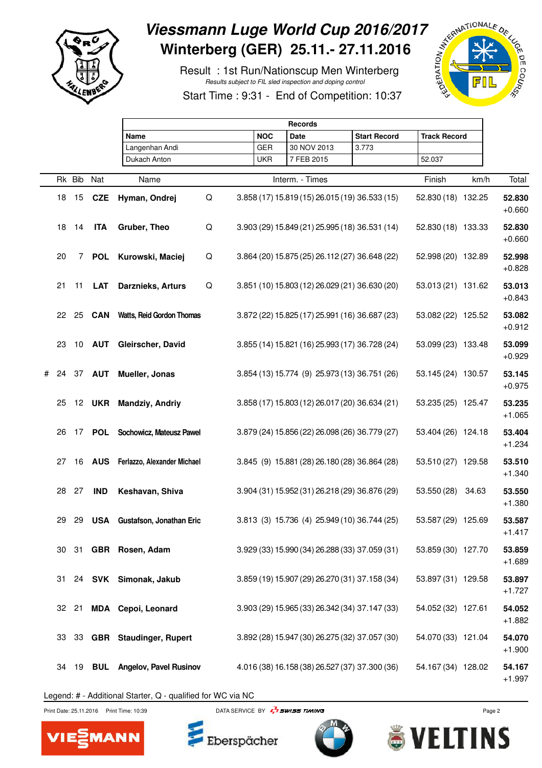# Viessmann Luge World Cup 2016/2017

## Winterberg (GER) 25.11.- 27.11.2016

Result : 1st Run/Nationscup Men Winterberg

Results subject to FIL sled inspection and doping control

Start Time : 9:31 - End of Competition: 10:37

| Records | | | | |
|---|---|---|---|---|
| Name | NOC | Date | Start Record | Track Record |
| Langenhan Andi | GER | 30 NOV 2013 | 3.773 | |
| Dukach Anton | UKR | 7 FEB 2015 | | 52.037 |

| | Rk | Bib | Nat | Name | | Interm. - Times | | | | Finish | km/h | Total |
|---|---|---|---|---|---|---|---|---|---|---|---|---|
| | 18 | 15 | CZE | Hyman, Ondrej | Q | 3.858 (17) | 15.819 (15) | 26.015 (19) | 36.533 (15) | 52.830 (18) | 132.25 | 52.830 +0.660 |
| | 18 | 14 | ITA | Gruber, Theo | Q | 3.903 (29) | 15.849 (21) | 25.995 (18) | 36.531 (14) | 52.830 (18) | 133.33 | 52.830 +0.660 |
| | 20 | 7 | POL | Kurowski, Maciej | Q | 3.864 (20) | 15.875 (25) | 26.112 (27) | 36.648 (22) | 52.998 (20) | 132.89 | 52.998 +0.828 |
| | 21 | 11 | LAT | Darznieks, Arturs | Q | 3.851 (10) | 15.803 (12) | 26.029 (21) | 36.630 (20) | 53.013 (21) | 131.62 | 53.013 +0.843 |
| | 22 | 25 | CAN | Watts, Reid Gordon Thomas | | 3.872 (22) | 15.825 (17) | 25.991 (16) | 36.687 (23) | 53.082 (22) | 125.52 | 53.082 +0.912 |
| | 23 | 10 | AUT | Gleirscher, David | | 3.855 (14) | 15.821 (16) | 25.993 (17) | 36.728 (24) | 53.099 (23) | 133.48 | 53.099 +0.929 |
| # | 24 | 37 | AUT | Mueller, Jonas | | 3.854 (13) | 15.774 (9) | 25.973 (13) | 36.751 (26) | 53.145 (24) | 130.57 | 53.145 +0.975 |
| | 25 | 12 | UKR | Mandziy, Andriy | | 3.858 (17) | 15.803 (12) | 26.017 (20) | 36.634 (21) | 53.235 (25) | 125.47 | 53.235 +1.065 |
| | 26 | 17 | POL | Sochowicz, Mateusz Pawel | | 3.879 (24) | 15.856 (22) | 26.098 (26) | 36.779 (27) | 53.404 (26) | 124.18 | 53.404 +1.234 |
| | 27 | 16 | AUS | Ferlazzo, Alexander Michael | | 3.845 (9) | 15.881 (28) | 26.180 (28) | 36.864 (28) | 53.510 (27) | 129.58 | 53.510 +1.340 |
| | 28 | 27 | IND | Keshavan, Shiva | | 3.904 (31) | 15.952 (31) | 26.218 (29) | 36.876 (29) | 53.550 (28) | 34.63 | 53.550 +1.380 |
| | 29 | 29 | USA | Gustafson, Jonathan Eric | | 3.813 (3) | 15.736 (4) | 25.949 (10) | 36.744 (25) | 53.587 (29) | 125.69 | 53.587 +1.417 |
| | 30 | 31 | GBR | Rosen, Adam | | 3.929 (33) | 15.990 (34) | 26.288 (33) | 37.059 (31) | 53.859 (30) | 127.70 | 53.859 +1.689 |
| | 31 | 24 | SVK | Simonak, Jakub | | 3.859 (19) | 15.907 (29) | 26.270 (31) | 37.158 (34) | 53.897 (31) | 129.58 | 53.897 +1.727 |
| | 32 | 21 | MDA | Cepoi, Leonard | | 3.903 (29) | 15.965 (33) | 26.342 (34) | 37.147 (33) | 54.052 (32) | 127.61 | 54.052 +1.882 |
| | 33 | 33 | GBR | Staudinger, Rupert | | 3.892 (28) | 15.947 (30) | 26.275 (32) | 37.057 (30) | 54.070 (33) | 121.04 | 54.070 +1.900 |
| | 34 | 19 | BUL | Angelov, Pavel Rusinov | | 4.016 (38) | 16.158 (38) | 26.527 (37) | 37.300 (36) | 54.167 (34) | 128.02 | 54.167 +1.997 |

Legend: # - Additional Starter, Q - qualified for WC via NC

Print Date: 25.11.2016 Print Time: 10:39 DATA SERVICE BY SWISS TIMING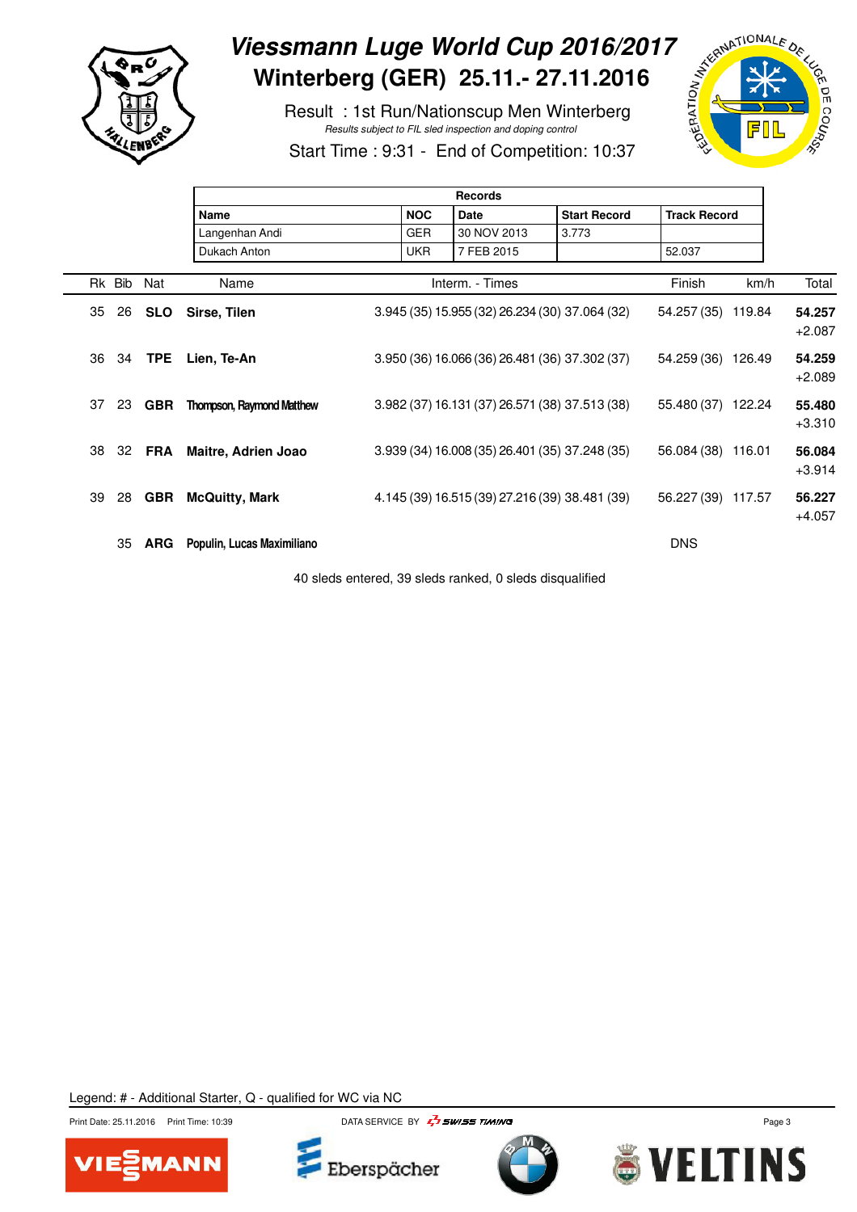# Viessmann Luge World Cup 2016/2017
## Winterberg (GER) 25.11.- 27.11.2016

Result : 1st Run/Nationscup Men Winterberg

*Results subject to FIL sled inspection and doping control*

Start Time : 9:31 - End of Competition: 10:37

| Records | | | | |
|---|---|---|---|---|
| **Name** | **NOC** | **Date** | **Start Record** | **Track Record** |
| Langenhan Andi | GER | 30 NOV 2013 | 3.773 | |
| Dukach Anton | UKR | 7 FEB 2015 | | 52.037 |

| Rk | Bib | Nat | Name | Interm. - Times | | | | Finish | km/h | Total |
|---|---|---|---|---|---|---|---|---|---|---|
| 35 | 26 | **SLO** | **Sirse, Tilen** | 3.945 (35) | 15.955 (32) | 26.234 (30) | 37.064 (32) | 54.257 (35) | 119.84 | **54.257** +2.087 |
| 36 | 34 | **TPE** | **Lien, Te-An** | 3.950 (36) | 16.066 (36) | 26.481 (36) | 37.302 (37) | 54.259 (36) | 126.49 | **54.259** +2.089 |
| 37 | 23 | **GBR** | **Thompson, Raymond Matthew** | 3.982 (37) | 16.131 (37) | 26.571 (38) | 37.513 (38) | 55.480 (37) | 122.24 | **55.480** +3.310 |
| 38 | 32 | **FRA** | **Maitre, Adrien Joao** | 3.939 (34) | 16.008 (35) | 26.401 (35) | 37.248 (35) | 56.084 (38) | 116.01 | **56.084** +3.914 |
| 39 | 28 | **GBR** | **McQuitty, Mark** | 4.145 (39) | 16.515 (39) | 27.216 (39) | 38.481 (39) | 56.227 (39) | 117.57 | **56.227** +4.057 |
| | 35 | **ARG** | **Populin, Lucas Maximiliano** | | | | | DNS | | |

40 sleds entered, 39 sleds ranked, 0 sleds disqualified

Legend: # - Additional Starter, Q - qualified for WC via NC

Print Date: 25.11.2016 Print Time: 10:39 DATA SERVICE BY SWISS TIMING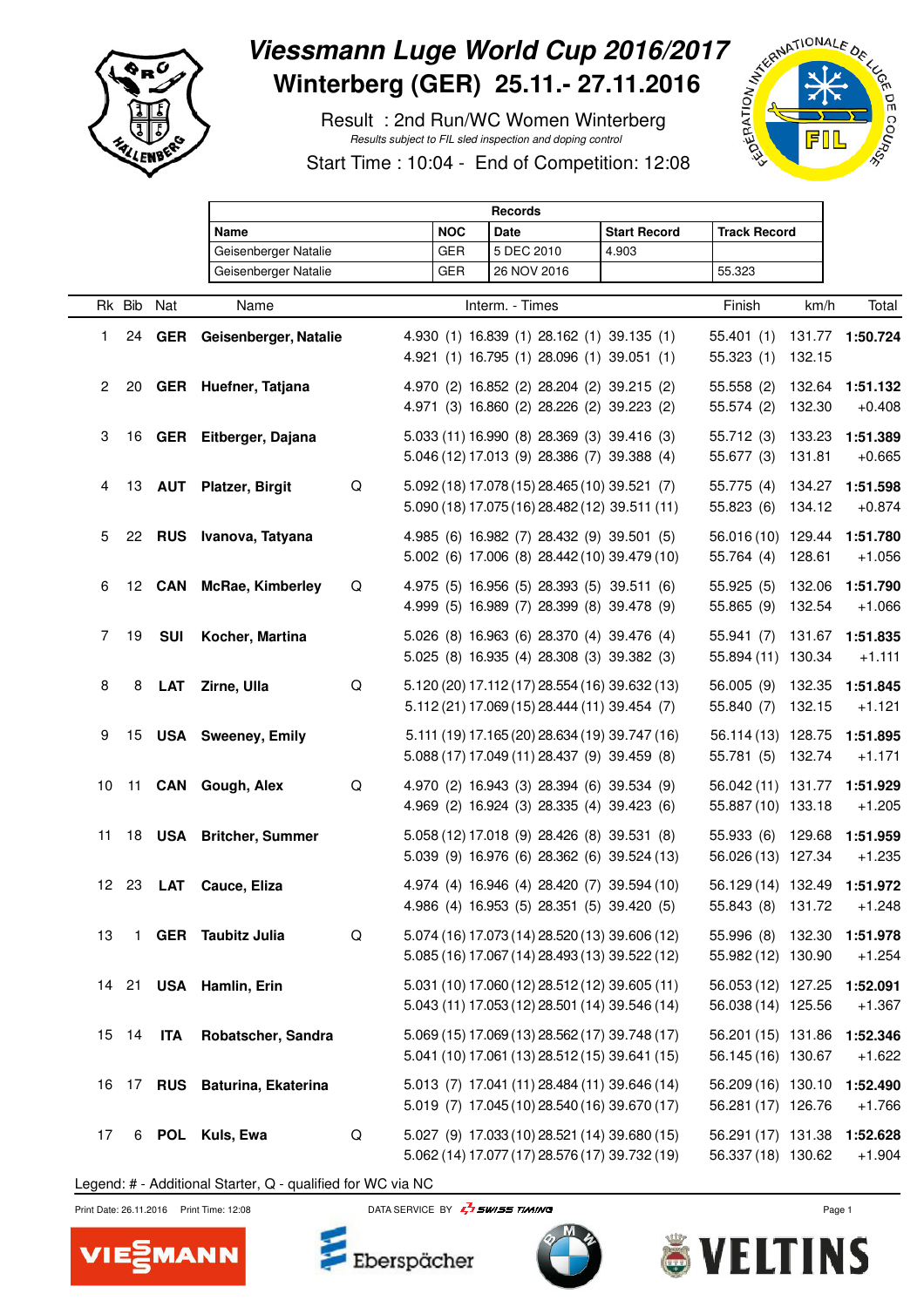# Viessmann Luge World Cup 2016/2017

## Winterberg (GER) 25.11.- 27.11.2016

Result : 2nd Run/WC Women Winterberg

*Results subject to FIL sled inspection and doping control*

Start Time : 10:04 - End of Competition: 12:08

| Records | | | | |
|---|---|---|---|---|
| **Name** | **NOC** | **Date** | **Start Record** | **Track Record** |
| Geisenberger Natalie | GER | 5 DEC 2010 | 4.903 | |
| Geisenberger Natalie | GER | 26 NOV 2016 | | 55.323 |

| Rk | Bib | Nat | Name | | Interm. - Times | Finish | km/h | Total |
|---|---|---|---|---|---|---|---|---|
| 1 | 24 | **GER** | **Geisenberger, Natalie** | | 4.930 (1) 16.839 (1) 28.162 (1) 39.135 (1)<br>4.921 (1) 16.795 (1) 28.096 (1) 39.051 (1) | 55.401 (1)<br>55.323 (1) | 131.77<br>132.15 | **1:50.724** |
| 2 | 20 | **GER** | **Huefner, Tatjana** | | 4.970 (2) 16.852 (2) 28.204 (2) 39.215 (2)<br>4.971 (3) 16.860 (2) 28.226 (2) 39.223 (2) | 55.558 (2)<br>55.574 (2) | 132.64<br>132.30 | **1:51.132**<br>+0.408 |
| 3 | 16 | **GER** | **Eitberger, Dajana** | | 5.033 (11) 16.990 (8) 28.369 (3) 39.416 (3)<br>5.046 (12) 17.013 (9) 28.386 (7) 39.388 (4) | 55.712 (3)<br>55.677 (3) | 133.23<br>131.81 | **1:51.389**<br>+0.665 |
| 4 | 13 | **AUT** | **Platzer, Birgit** | Q | 5.092 (18) 17.078 (15) 28.465 (10) 39.521 (7)<br>5.090 (18) 17.075 (16) 28.482 (12) 39.511 (11) | 55.775 (4)<br>55.823 (6) | 134.27<br>134.12 | **1:51.598**<br>+0.874 |
| 5 | 22 | **RUS** | **Ivanova, Tatyana** | | 4.985 (6) 16.982 (7) 28.432 (9) 39.501 (5)<br>5.002 (6) 17.006 (8) 28.442 (10) 39.479 (10) | 56.016 (10)<br>55.764 (4) | 129.44<br>128.61 | **1:51.780**<br>+1.056 |
| 6 | 12 | **CAN** | **McRae, Kimberley** | Q | 4.975 (5) 16.956 (5) 28.393 (5) 39.511 (6)<br>4.999 (5) 16.989 (7) 28.399 (8) 39.478 (9) | 55.925 (5)<br>55.865 (9) | 132.06<br>132.54 | **1:51.790**<br>+1.066 |
| 7 | 19 | **SUI** | **Kocher, Martina** | | 5.026 (8) 16.963 (6) 28.370 (4) 39.476 (4)<br>5.025 (8) 16.935 (4) 28.308 (3) 39.382 (3) | 55.941 (7)<br>55.894 (11) | 131.67<br>130.34 | **1:51.835**<br>+1.111 |
| 8 | 8 | **LAT** | **Zirne, Ulla** | Q | 5.120 (20) 17.112 (17) 28.554 (16) 39.632 (13)<br>5.112 (21) 17.069 (15) 28.444 (11) 39.454 (7) | 56.005 (9)<br>55.840 (7) | 132.35<br>132.15 | **1:51.845**<br>+1.121 |
| 9 | 15 | **USA** | **Sweeney, Emily** | | 5.111 (19) 17.165 (20) 28.634 (19) 39.747 (16)<br>5.088 (17) 17.049 (11) 28.437 (9) 39.459 (8) | 56.114 (13)<br>55.781 (5) | 128.75<br>132.74 | **1:51.895**<br>+1.171 |
| 10 | 11 | **CAN** | **Gough, Alex** | Q | 4.970 (2) 16.943 (3) 28.394 (6) 39.534 (9)<br>4.969 (2) 16.924 (3) 28.335 (4) 39.423 (6) | 56.042 (11)<br>55.887 (10) | 131.77<br>133.18 | **1:51.929**<br>+1.205 |
| 11 | 18 | **USA** | **Britcher, Summer** | | 5.058 (12) 17.018 (9) 28.426 (8) 39.531 (8)<br>5.039 (9) 16.976 (6) 28.362 (6) 39.524 (13) | 55.933 (6)<br>56.026 (13) | 129.68<br>127.34 | **1:51.959**<br>+1.235 |
| 12 | 23 | **LAT** | **Cauce, Eliza** | | 4.974 (4) 16.946 (4) 28.420 (7) 39.594 (10)<br>4.986 (4) 16.953 (5) 28.351 (5) 39.420 (5) | 56.129 (14)<br>55.843 (8) | 132.49<br>131.72 | **1:51.972**<br>+1.248 |
| 13 | 1 | **GER** | **Taubitz Julia** | Q | 5.074 (16) 17.073 (14) 28.520 (13) 39.606 (12)<br>5.085 (16) 17.067 (14) 28.493 (13) 39.522 (12) | 55.996 (8)<br>55.982 (12) | 132.30<br>130.90 | **1:51.978**<br>+1.254 |
| 14 | 21 | **USA** | **Hamlin, Erin** | | 5.031 (10) 17.060 (12) 28.512 (12) 39.605 (11)<br>5.043 (11) 17.053 (12) 28.501 (14) 39.546 (14) | 56.053 (12)<br>56.038 (14) | 127.25<br>125.56 | **1:52.091**<br>+1.367 |
| 15 | 14 | **ITA** | **Robatscher, Sandra** | | 5.069 (15) 17.069 (13) 28.562 (17) 39.748 (17)<br>5.041 (10) 17.061 (13) 28.512 (15) 39.641 (15) | 56.201 (15)<br>56.145 (16) | 131.86<br>130.67 | **1:52.346**<br>+1.622 |
| 16 | 17 | **RUS** | **Baturina, Ekaterina** | | 5.013 (7) 17.041 (11) 28.484 (11) 39.646 (14)<br>5.019 (7) 17.045 (10) 28.540 (16) 39.670 (17) | 56.209 (16)<br>56.281 (17) | 130.10<br>126.76 | **1:52.490**<br>+1.766 |
| 17 | 6 | **POL** | **Kuls, Ewa** | Q | 5.027 (9) 17.033 (10) 28.521 (14) 39.680 (15)<br>5.062 (14) 17.077 (17) 28.576 (17) 39.732 (19) | 56.291 (17)<br>56.337 (18) | 131.38<br>130.62 | **1:52.628**<br>+1.904 |

Legend: # - Additional Starter, Q - qualified for WC via NC

Print Date: 26.11.2016 Print Time: 12:08 DATA SERVICE BY SWISS TIMING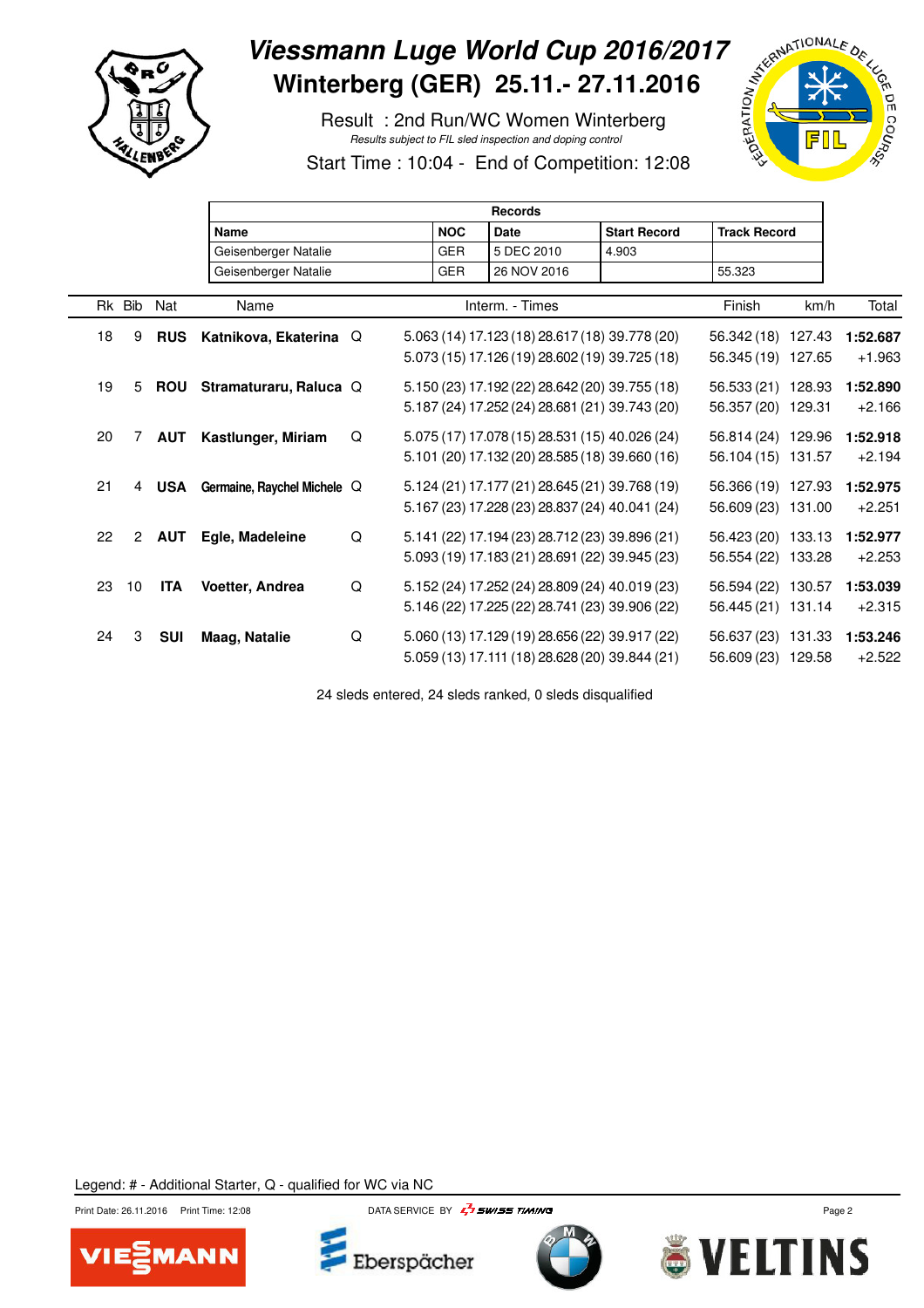# Viessmann Luge World Cup 2016/2017

## Winterberg (GER) 25.11.- 27.11.2016

Result : 2nd Run/WC Women Winterberg

*Results subject to FIL sled inspection and doping control*

Start Time : 10:04 - End of Competition: 12:08

| Records | | | | |
|---|---|---|---|---|
| **Name** | **NOC** | **Date** | **Start Record** | **Track Record** |
| Geisenberger Natalie | GER | 5 DEC 2010 | 4.903 | |
| Geisenberger Natalie | GER | 26 NOV 2016 | | 55.323 |

| Rk | Bib | Nat | Name | | Interm. - Times | Finish | km/h | Total |
|---|---|---|---|---|---|---|---|---|
| 18 | 9 | **RUS** | **Katnikova, Ekaterina** | Q | 5.063 (14) 17.123 (18) 28.617 (18) 39.778 (20) | 56.342 (18) | 127.43 | **1:52.687** |
| | | | | | 5.073 (15) 17.126 (19) 28.602 (19) 39.725 (18) | 56.345 (19) | 127.65 | +1.963 |
| 19 | 5 | **ROU** | **Stramaturaru, Raluca** | Q | 5.150 (23) 17.192 (22) 28.642 (20) 39.755 (18) | 56.533 (21) | 128.93 | **1:52.890** |
| | | | | | 5.187 (24) 17.252 (24) 28.681 (21) 39.743 (20) | 56.357 (20) | 129.31 | +2.166 |
| 20 | 7 | **AUT** | **Kastlunger, Miriam** | Q | 5.075 (17) 17.078 (15) 28.531 (15) 40.026 (24) | 56.814 (24) | 129.96 | **1:52.918** |
| | | | | | 5.101 (20) 17.132 (20) 28.585 (18) 39.660 (16) | 56.104 (15) | 131.57 | +2.194 |
| 21 | 4 | **USA** | **Germaine, Raychel Michele** | Q | 5.124 (21) 17.177 (21) 28.645 (21) 39.768 (19) | 56.366 (19) | 127.93 | **1:52.975** |
| | | | | | 5.167 (23) 17.228 (23) 28.837 (24) 40.041 (24) | 56.609 (23) | 131.00 | +2.251 |
| 22 | 2 | **AUT** | **Egle, Madeleine** | Q | 5.141 (22) 17.194 (23) 28.712 (23) 39.896 (21) | 56.423 (20) | 133.13 | **1:52.977** |
| | | | | | 5.093 (19) 17.183 (21) 28.691 (22) 39.945 (23) | 56.554 (22) | 133.28 | +2.253 |
| 23 | 10 | **ITA** | **Voetter, Andrea** | Q | 5.152 (24) 17.252 (24) 28.809 (24) 40.019 (23) | 56.594 (22) | 130.57 | **1:53.039** |
| | | | | | 5.146 (22) 17.225 (22) 28.741 (23) 39.906 (22) | 56.445 (21) | 131.14 | +2.315 |
| 24 | 3 | **SUI** | **Maag, Natalie** | Q | 5.060 (13) 17.129 (19) 28.656 (22) 39.917 (22) | 56.637 (23) | 131.33 | **1:53.246** |
| | | | | | 5.059 (13) 17.111 (18) 28.628 (20) 39.844 (21) | 56.609 (23) | 129.58 | +2.522 |

24 sleds entered, 24 sleds ranked, 0 sleds disqualified

Legend: # - Additional Starter, Q - qualified for WC via NC

Print Date: 26.11.2016 Print Time: 12:08 DATA SERVICE BY SWISS TIMING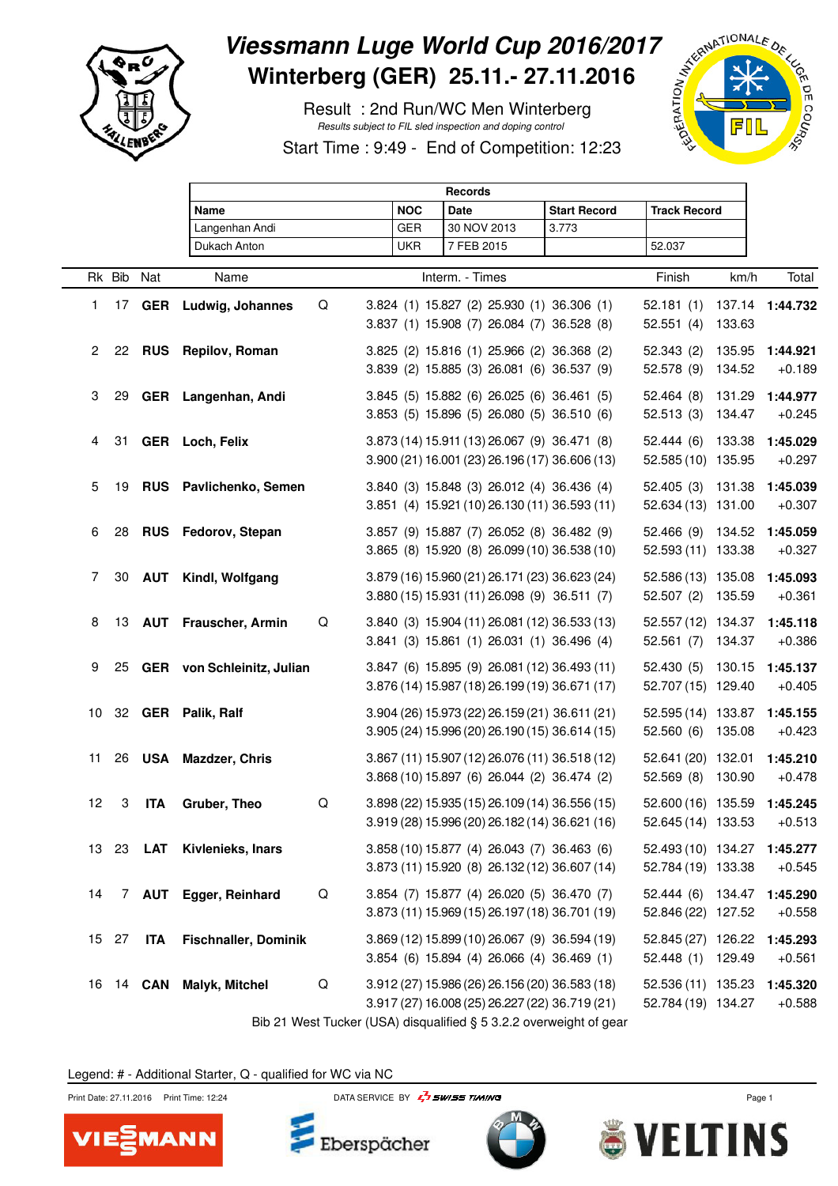# Viessmann Luge World Cup 2016/2017

## Winterberg (GER) 25.11.- 27.11.2016

Result : 2nd Run/WC Men Winterberg

*Results subject to FIL sled inspection and doping control*

Start Time : 9:49 - End of Competition: 12:23

| Records | | | | |
|---|---|---|---|---|
| **Name** | **NOC** | **Date** | **Start Record** | **Track Record** |
| Langenhan Andi | GER | 30 NOV 2013 | 3.773 | |
| Dukach Anton | UKR | 7 FEB 2015 | | 52.037 |

| Rk | Bib | Nat | Name | | Interm. - Times | Finish | km/h | Total |
|---|---|---|---|---|---|---|---|---|
| 1 | 17 | **GER** | **Ludwig, Johannes** | Q | 3.824 (1) 15.827 (2) 25.930 (1) 36.306 (1)<br>3.837 (1) 15.908 (7) 26.084 (7) 36.528 (8) | 52.181 (1)<br>52.551 (4) | 137.14<br>133.63 | **1:44.732** |
| 2 | 22 | **RUS** | **Repilov, Roman** | | 3.825 (2) 15.816 (1) 25.966 (2) 36.368 (2)<br>3.839 (2) 15.885 (3) 26.081 (6) 36.537 (9) | 52.343 (2)<br>52.578 (9) | 135.95<br>134.52 | **1:44.921**<br>+0.189 |
| 3 | 29 | **GER** | **Langenhan, Andi** | | 3.845 (5) 15.882 (6) 26.025 (6) 36.461 (5)<br>3.853 (5) 15.896 (5) 26.080 (5) 36.510 (6) | 52.464 (8)<br>52.513 (3) | 131.29<br>134.47 | **1:44.977**<br>+0.245 |
| 4 | 31 | **GER** | **Loch, Felix** | | 3.873 (14) 15.911 (13) 26.067 (9) 36.471 (8)<br>3.900 (21) 16.001 (23) 26.196 (17) 36.606 (13) | 52.444 (6)<br>52.585 (10) | 133.38<br>135.95 | **1:45.029**<br>+0.297 |
| 5 | 19 | **RUS** | **Pavlichenko, Semen** | | 3.840 (3) 15.848 (3) 26.012 (4) 36.436 (4)<br>3.851 (4) 15.921 (10) 26.130 (11) 36.593 (11) | 52.405 (3)<br>52.634 (13) | 131.38<br>131.00 | **1:45.039**<br>+0.307 |
| 6 | 28 | **RUS** | **Fedorov, Stepan** | | 3.857 (9) 15.887 (7) 26.052 (8) 36.482 (9)<br>3.865 (8) 15.920 (8) 26.099 (10) 36.538 (10) | 52.466 (9)<br>52.593 (11) | 134.52<br>133.38 | **1:45.059**<br>+0.327 |
| 7 | 30 | **AUT** | **Kindl, Wolfgang** | | 3.879 (16) 15.960 (21) 26.171 (23) 36.623 (24)<br>3.880 (15) 15.931 (11) 26.098 (9) 36.511 (7) | 52.586 (13)<br>52.507 (2) | 135.08<br>135.59 | **1:45.093**<br>+0.361 |
| 8 | 13 | **AUT** | **Frauscher, Armin** | Q | 3.840 (3) 15.904 (11) 26.081 (12) 36.533 (13)<br>3.841 (3) 15.861 (1) 26.031 (1) 36.496 (4) | 52.557 (12)<br>52.561 (7) | 134.37<br>134.37 | **1:45.118**<br>+0.386 |
| 9 | 25 | **GER** | **von Schleinitz, Julian** | | 3.847 (6) 15.895 (9) 26.081 (12) 36.493 (11)<br>3.876 (14) 15.987 (18) 26.199 (19) 36.671 (17) | 52.430 (5)<br>52.707 (15) | 130.15<br>129.40 | **1:45.137**<br>+0.405 |
| 10 | 32 | **GER** | **Palik, Ralf** | | 3.904 (26) 15.973 (22) 26.159 (21) 36.611 (21)<br>3.905 (24) 15.996 (20) 26.190 (15) 36.614 (15) | 52.595 (14)<br>52.560 (6) | 133.87<br>135.08 | **1:45.155**<br>+0.423 |
| 11 | 26 | **USA** | **Mazdzer, Chris** | | 3.867 (11) 15.907 (12) 26.076 (11) 36.518 (12)<br>3.868 (10) 15.897 (6) 26.044 (2) 36.474 (2) | 52.641 (20)<br>52.569 (8) | 132.01<br>130.90 | **1:45.210**<br>+0.478 |
| 12 | 3 | **ITA** | **Gruber, Theo** | Q | 3.898 (22) 15.935 (15) 26.109 (14) 36.556 (15)<br>3.919 (28) 15.996 (20) 26.182 (14) 36.621 (16) | 52.600 (16)<br>52.645 (14) | 135.59<br>133.53 | **1:45.245**<br>+0.513 |
| 13 | 23 | **LAT** | **Kivlenieks, Inars** | | 3.858 (10) 15.877 (4) 26.043 (7) 36.463 (6)<br>3.873 (11) 15.920 (8) 26.132 (12) 36.607 (14) | 52.493 (10)<br>52.784 (19) | 134.27<br>133.38 | **1:45.277**<br>+0.545 |
| 14 | 7 | **AUT** | **Egger, Reinhard** | Q | 3.854 (7) 15.877 (4) 26.020 (5) 36.470 (7)<br>3.873 (11) 15.969 (15) 26.197 (18) 36.701 (19) | 52.444 (6)<br>52.846 (22) | 134.47<br>127.52 | **1:45.290**<br>+0.558 |
| 15 | 27 | **ITA** | **Fischnaller, Dominik** | | 3.869 (12) 15.899 (10) 26.067 (9) 36.594 (19)<br>3.854 (6) 15.894 (4) 26.066 (4) 36.469 (1) | 52.845 (27)<br>52.448 (1) | 126.22<br>129.49 | **1:45.293**<br>+0.561 |
| 16 | 14 | **CAN** | **Malyk, Mitchel** | Q | 3.912 (27) 15.986 (26) 26.156 (20) 36.583 (18)<br>3.917 (27) 16.008 (25) 26.227 (22) 36.719 (21) | 52.536 (11)<br>52.784 (19) | 135.23<br>134.27 | **1:45.320**<br>+0.588 |

Bib 21 West Tucker (USA) disqualified § 5 3.2.2 overweight of gear

Legend: # - Additional Starter, Q - qualified for WC via NC

Print Date: 27.11.2016 Print Time: 12:24 DATA SERVICE BY SWISS TIMING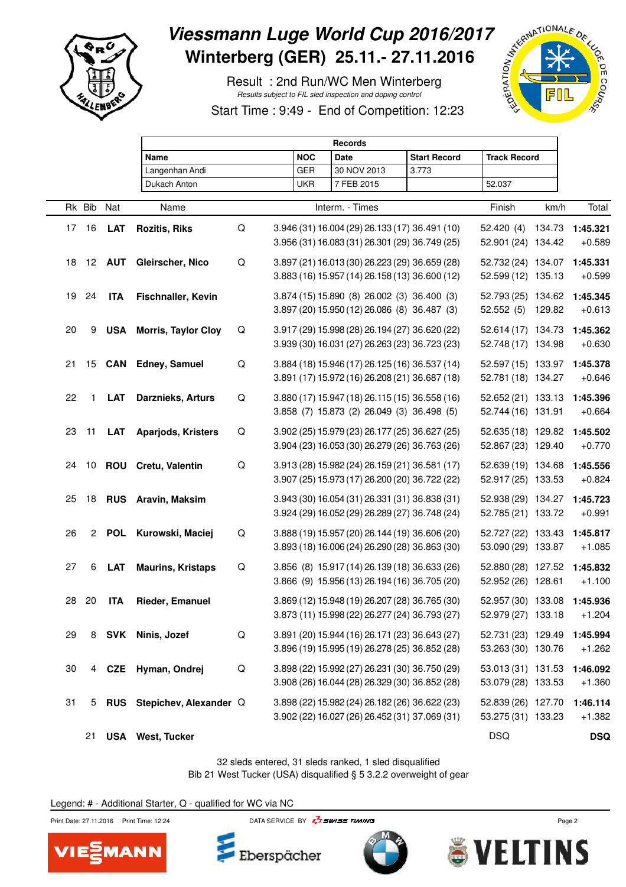# Viessmann Luge World Cup 2016/2017

## Winterberg (GER) 25.11.- 27.11.2016

Result : 2nd Run/WC Men Winterberg

*Results subject to FIL sled inspection and doping control*

Start Time : 9:49 - End of Competition: 12:23

| Records | | | | |
|---|---|---|---|---|
| **Name** | **NOC** | **Date** | **Start Record** | **Track Record** |
| Langenhan Andi | GER | 30 NOV 2013 | 3.773 | |
| Dukach Anton | UKR | 7 FEB 2015 | | 52.037 |

| Rk | Bib | Nat | Name | | Interm. - Times | Finish | km/h | Total |
|---|---|---|---|---|---|---|---|---|
| 17 | 16 | **LAT** | **Rozitis, Riks** | Q | 3.946 (31) 16.004 (29) 26.133 (17) 36.491 (10) | 52.420 (4) | 134.73 | **1:45.321** |
| | | | | | 3.956 (31) 16.083 (31) 26.301 (29) 36.749 (25) | 52.901 (24) | 134.42 | +0.589 |
| 18 | 12 | **AUT** | **Gleirscher, Nico** | Q | 3.897 (21) 16.013 (30) 26.223 (29) 36.659 (28) | 52.732 (24) | 134.07 | **1:45.331** |
| | | | | | 3.883 (16) 15.957 (14) 26.158 (13) 36.600 (12) | 52.599 (12) | 135.13 | +0.599 |
| 19 | 24 | **ITA** | **Fischnaller, Kevin** | | 3.874 (15) 15.890 (8) 26.002 (3) 36.400 (3) | 52.793 (25) | 134.62 | **1:45.345** |
| | | | | | 3.897 (20) 15.950 (12) 26.086 (8) 36.487 (3) | 52.552 (5) | 129.82 | +0.613 |
| 20 | 9 | **USA** | **Morris, Taylor Cloy** | Q | 3.917 (29) 15.998 (28) 26.194 (27) 36.620 (22) | 52.614 (17) | 134.73 | **1:45.362** |
| | | | | | 3.939 (30) 16.031 (27) 26.263 (23) 36.723 (23) | 52.748 (17) | 134.98 | +0.630 |
| 21 | 15 | **CAN** | **Edney, Samuel** | Q | 3.884 (18) 15.946 (17) 26.125 (16) 36.537 (14) | 52.597 (15) | 133.97 | **1:45.378** |
| | | | | | 3.891 (17) 15.972 (16) 26.208 (21) 36.687 (18) | 52.781 (18) | 134.27 | +0.646 |
| 22 | 1 | **LAT** | **Darznieks, Arturs** | Q | 3.880 (17) 15.947 (18) 26.115 (15) 36.558 (16) | 52.652 (21) | 133.13 | **1:45.396** |
| | | | | | 3.858 (7) 15.873 (2) 26.049 (3) 36.498 (5) | 52.744 (16) | 131.91 | +0.664 |
| 23 | 11 | **LAT** | **Aparjods, Kristers** | Q | 3.902 (25) 15.979 (23) 26.177 (25) 36.627 (25) | 52.635 (18) | 129.82 | **1:45.502** |
| | | | | | 3.904 (23) 16.053 (30) 26.279 (26) 36.763 (26) | 52.867 (23) | 129.40 | +0.770 |
| 24 | 10 | **ROU** | **Cretu, Valentin** | Q | 3.913 (28) 15.982 (24) 26.159 (21) 36.581 (17) | 52.639 (19) | 134.68 | **1:45.556** |
| | | | | | 3.907 (25) 15.973 (17) 26.200 (20) 36.722 (22) | 52.917 (25) | 133.53 | +0.824 |
| 25 | 18 | **RUS** | **Aravin, Maksim** | | 3.943 (30) 16.054 (31) 26.331 (31) 36.838 (31) | 52.938 (29) | 134.27 | **1:45.723** |
| | | | | | 3.924 (29) 16.052 (29) 26.289 (27) 36.748 (24) | 52.785 (21) | 133.72 | +0.991 |
| 26 | 2 | **POL** | **Kurowski, Maciej** | Q | 3.888 (19) 15.957 (20) 26.144 (19) 36.606 (20) | 52.727 (22) | 133.43 | **1:45.817** |
| | | | | | 3.893 (18) 16.006 (24) 26.290 (28) 36.863 (30) | 53.090 (29) | 133.87 | +1.085 |
| 27 | 6 | **LAT** | **Maurins, Kristaps** | Q | 3.856 (8) 15.917 (14) 26.139 (18) 36.633 (26) | 52.880 (28) | 127.52 | **1:45.832** |
| | | | | | 3.866 (9) 15.956 (13) 26.194 (16) 36.705 (20) | 52.952 (26) | 128.61 | +1.100 |
| 28 | 20 | **ITA** | **Rieder, Emanuel** | | 3.869 (12) 15.948 (19) 26.207 (28) 36.765 (30) | 52.957 (30) | 133.08 | **1:45.936** |
| | | | | | 3.873 (11) 15.998 (22) 26.277 (24) 36.793 (27) | 52.979 (27) | 133.18 | +1.204 |
| 29 | 8 | **SVK** | **Ninis, Jozef** | Q | 3.891 (20) 15.944 (16) 26.171 (23) 36.643 (27) | 52.731 (23) | 129.49 | **1:45.994** |
| | | | | | 3.896 (19) 15.995 (19) 26.278 (25) 36.852 (28) | 53.263 (30) | 130.76 | +1.262 |
| 30 | 4 | **CZE** | **Hyman, Ondrej** | Q | 3.898 (22) 15.992 (27) 26.231 (30) 36.750 (29) | 53.013 (31) | 131.53 | **1:46.092** |
| | | | | | 3.908 (26) 16.044 (28) 26.329 (30) 36.852 (28) | 53.079 (28) | 133.53 | +1.360 |
| 31 | 5 | **RUS** | **Stepichev, Alexander** | Q | 3.898 (22) 15.982 (24) 26.182 (26) 36.622 (23) | 52.839 (26) | 127.70 | **1:46.114** |
| | | | | | 3.902 (22) 16.027 (26) 26.452 (31) 37.069 (31) | 53.275 (31) | 133.23 | +1.382 |
| | 21 | **USA** | **West, Tucker** | | | DSQ | | **DSQ** |

32 sleds entered, 31 sleds ranked, 1 sled disqualified

Bib 21 West Tucker (USA) disqualified § 5 3.2.2 overweight of gear

Legend: # - Additional Starter, Q - qualified for WC via NC

Print Date: 27.11.2016 Print Time: 12:24 DATA SERVICE BY SWISS TIMING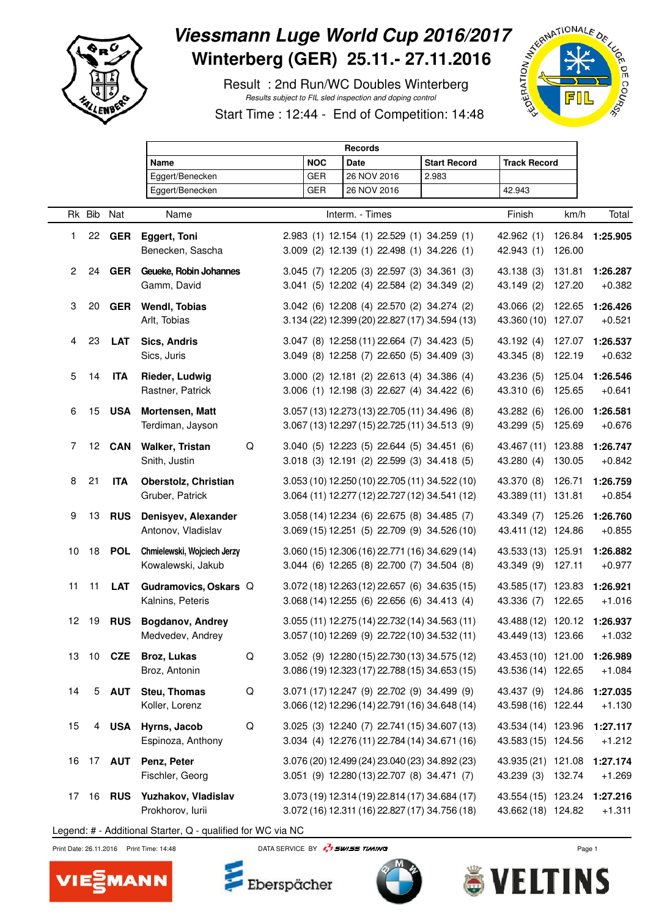# Viessmann Luge World Cup 2016/2017

## Winterberg (GER) 25.11.- 27.11.2016

Result : 2nd Run/WC Doubles Winterberg

Results subject to FIL sled inspection and doping control

Start Time : 12:44 - End of Competition: 14:48

| Records | | | | |
|---|---|---|---|---|
| Name | NOC | Date | Start Record | Track Record |
| Eggert/Benecken | GER | 26 NOV 2016 | 2.983 | |
| Eggert/Benecken | GER | 26 NOV 2016 | | 42.943 |

| Rk | Bib | Nat | Name | | Interm. - Times | | | | Finish | km/h | Total |
|---|---|---|---|---|---|---|---|---|---|---|---|
| 1 | 22 | GER | **Eggert, Toni** | | 2.983 (1) | 12.154 (1) | 22.529 (1) | 34.259 (1) | 42.962 (1) | 126.84 | **1:25.905** |
| | | | Benecken, Sascha | | 3.009 (2) | 12.139 (1) | 22.498 (1) | 34.226 (1) | 42.943 (1) | 126.00 | |
| 2 | 24 | GER | **Geueke, Robin Johannes** | | 3.045 (7) | 12.205 (3) | 22.597 (3) | 34.361 (3) | 43.138 (3) | 131.81 | **1:26.287** |
| | | | Gamm, David | | 3.041 (5) | 12.202 (4) | 22.584 (2) | 34.349 (2) | 43.149 (2) | 127.20 | +0.382 |
| 3 | 20 | GER | **Wendl, Tobias** | | 3.042 (6) | 12.208 (4) | 22.570 (2) | 34.274 (2) | 43.066 (2) | 122.65 | **1:26.426** |
| | | | Arlt, Tobias | | 3.134 (22) | 12.399 (20) | 22.827 (17) | 34.594 (13) | 43.360 (10) | 127.07 | +0.521 |
| 4 | 23 | LAT | **Sics, Andris** | | 3.047 (8) | 12.258 (11) | 22.664 (7) | 34.423 (5) | 43.192 (4) | 127.07 | **1:26.537** |
| | | | Sics, Juris | | 3.049 (8) | 12.258 (7) | 22.650 (5) | 34.409 (3) | 43.345 (8) | 122.19 | +0.632 |
| 5 | 14 | ITA | **Rieder, Ludwig** | | 3.000 (2) | 12.181 (2) | 22.613 (4) | 34.386 (4) | 43.236 (5) | 125.04 | **1:26.546** |
| | | | Rastner, Patrick | | 3.006 (1) | 12.198 (3) | 22.627 (4) | 34.422 (6) | 43.310 (6) | 125.65 | +0.641 |
| 6 | 15 | USA | **Mortensen, Matt** | | 3.057 (13) | 12.273 (13) | 22.705 (11) | 34.496 (8) | 43.282 (6) | 126.00 | **1:26.581** |
| | | | Terdiman, Jayson | | 3.067 (13) | 12.297 (15) | 22.725 (11) | 34.513 (9) | 43.299 (5) | 125.69 | +0.676 |
| 7 | 12 | CAN | **Walker, Tristan** | Q | 3.040 (5) | 12.223 (5) | 22.644 (5) | 34.451 (6) | 43.467 (11) | 123.88 | **1:26.747** |
| | | | Snith, Justin | | 3.018 (3) | 12.191 (2) | 22.599 (3) | 34.418 (5) | 43.280 (4) | 130.05 | +0.842 |
| 8 | 21 | ITA | **Oberstolz, Christian** | | 3.053 (10) | 12.250 (10) | 22.705 (11) | 34.522 (10) | 43.370 (8) | 126.71 | **1:26.759** |
| | | | Gruber, Patrick | | 3.064 (11) | 12.277 (12) | 22.727 (12) | 34.541 (12) | 43.389 (11) | 131.81 | +0.854 |
| 9 | 13 | RUS | **Denisyev, Alexander** | | 3.058 (14) | 12.234 (6) | 22.675 (8) | 34.485 (7) | 43.349 (7) | 125.26 | **1:26.760** |
| | | | Antonov, Vladislav | | 3.069 (15) | 12.251 (5) | 22.709 (9) | 34.526 (10) | 43.411 (12) | 124.86 | +0.855 |
| 10 | 18 | POL | **Chmielewski, Wojciech Jerzy** | | 3.060 (15) | 12.306 (16) | 22.771 (16) | 34.629 (14) | 43.533 (13) | 125.91 | **1:26.882** |
| | | | Kowalewski, Jakub | | 3.044 (6) | 12.265 (8) | 22.700 (7) | 34.504 (8) | 43.349 (9) | 127.11 | +0.977 |
| 11 | 11 | LAT | **Gudramovics, Oskars** | Q | 3.072 (18) | 12.263 (12) | 22.657 (6) | 34.635 (15) | 43.585 (17) | 123.83 | **1:26.921** |
| | | | Kalnins, Peteris | | 3.068 (14) | 12.255 (6) | 22.656 (6) | 34.413 (4) | 43.336 (7) | 122.65 | +1.016 |
| 12 | 19 | RUS | **Bogdanov, Andrey** | | 3.055 (11) | 12.275 (14) | 22.732 (14) | 34.563 (11) | 43.488 (12) | 120.12 | **1:26.937** |
| | | | Medvedev, Andrey | | 3.057 (10) | 12.269 (9) | 22.722 (10) | 34.532 (11) | 43.449 (13) | 123.66 | +1.032 |
| 13 | 10 | CZE | **Broz, Lukas** | Q | 3.052 (9) | 12.280 (15) | 22.730 (13) | 34.575 (12) | 43.453 (10) | 121.00 | **1:26.989** |
| | | | Broz, Antonin | | 3.086 (19) | 12.323 (17) | 22.788 (15) | 34.653 (15) | 43.536 (14) | 122.65 | +1.084 |
| 14 | 5 | AUT | **Steu, Thomas** | Q | 3.071 (17) | 12.247 (9) | 22.702 (9) | 34.499 (9) | 43.437 (9) | 124.86 | **1:27.035** |
| | | | Koller, Lorenz | | 3.066 (12) | 12.296 (14) | 22.791 (16) | 34.648 (14) | 43.598 (16) | 122.44 | +1.130 |
| 15 | 4 | USA | **Hyrns, Jacob** | Q | 3.025 (3) | 12.240 (7) | 22.741 (15) | 34.607 (13) | 43.534 (14) | 123.96 | **1:27.117** |
| | | | Espinoza, Anthony | | 3.034 (4) | 12.276 (11) | 22.784 (14) | 34.671 (16) | 43.583 (15) | 124.56 | +1.212 |
| 16 | 17 | AUT | **Penz, Peter** | | 3.076 (20) | 12.499 (24) | 23.040 (23) | 34.892 (23) | 43.935 (21) | 121.08 | **1:27.174** |
| | | | Fischler, Georg | | 3.051 (9) | 12.280 (13) | 22.707 (8) | 34.471 (7) | 43.239 (3) | 132.74 | +1.269 |
| 17 | 16 | RUS | **Yuzhakov, Vladislav** | | 3.073 (19) | 12.314 (19) | 22.814 (17) | 34.684 (17) | 43.554 (15) | 123.24 | **1:27.216** |
| | | | Prokhorov, Iurii | | 3.072 (16) | 12.311 (16) | 22.827 (17) | 34.756 (18) | 43.662 (18) | 124.82 | +1.311 |

Legend: # - Additional Starter, Q - qualified for WC via NC

Print Date: 26.11.2016 Print Time: 14:48 DATA SERVICE BY SWISS TIMING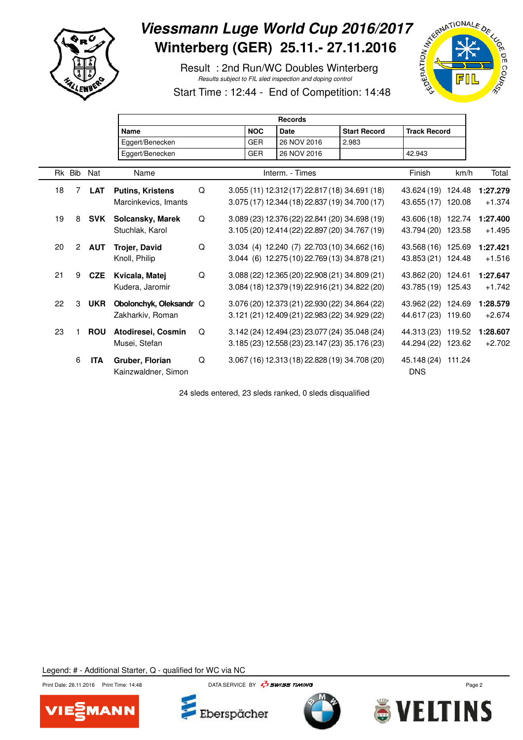# Viessmann Luge World Cup 2016/2017

## Winterberg (GER) 25.11.- 27.11.2016

Result : 2nd Run/WC Doubles Winterberg

*Results subject to FIL sled inspection and doping control*

Start Time : 12:44 - End of Competition: 14:48

| Records | | | | |
|---|---|---|---|---|
| **Name** | **NOC** | **Date** | **Start Record** | **Track Record** |
| Eggert/Benecken | GER | 26 NOV 2016 | 2.983 | |
| Eggert/Benecken | GER | 26 NOV 2016 | | 42.943 |

| Rk | Bib | Nat | Name | | Interm. - Times | Finish | km/h | Total |
|---|---|---|---|---|---|---|---|---|
| 18 | 7 | **LAT** | **Putins, Kristens** | Q | 3.055 (11) 12.312 (17) 22.817 (18) 34.691 (18) | 43.624 (19) | 124.48 | **1:27.279** |
| | | | Marcinkevics, Imants | | 3.075 (17) 12.344 (18) 22.837 (19) 34.700 (17) | 43.655 (17) | 120.08 | +1.374 |
| 19 | 8 | **SVK** | **Solcansky, Marek** | Q | 3.089 (23) 12.376 (22) 22.841 (20) 34.698 (19) | 43.606 (18) | 122.74 | **1:27.400** |
| | | | Stuchlak, Karol | | 3.105 (20) 12.414 (22) 22.897 (20) 34.767 (19) | 43.794 (20) | 123.58 | +1.495 |
| 20 | 2 | **AUT** | **Trojer, David** | Q | 3.034 (4) 12.240 (7) 22.703 (10) 34.662 (16) | 43.568 (16) | 125.69 | **1:27.421** |
| | | | Knoll, Philip | | 3.044 (6) 12.275 (10) 22.769 (13) 34.878 (21) | 43.853 (21) | 124.48 | +1.516 |
| 21 | 9 | **CZE** | **Kvicala, Matej** | Q | 3.088 (22) 12.365 (20) 22.908 (21) 34.809 (21) | 43.862 (20) | 124.61 | **1:27.647** |
| | | | Kudera, Jaromir | | 3.084 (18) 12.379 (19) 22.916 (21) 34.822 (20) | 43.785 (19) | 125.43 | +1.742 |
| 22 | 3 | **UKR** | **Obolonchyk, Oleksandr** | Q | 3.076 (20) 12.373 (21) 22.930 (22) 34.864 (22) | 43.962 (22) | 124.69 | **1:28.579** |
| | | | Zakharkiv, Roman | | 3.121 (21) 12.409 (21) 22.983 (22) 34.929 (22) | 44.617 (23) | 119.60 | +2.674 |
| 23 | 1 | **ROU** | **Atodiresei, Cosmin** | Q | 3.142 (24) 12.494 (23) 23.077 (24) 35.048 (24) | 44.313 (23) | 119.52 | **1:28.607** |
| | | | Musei, Stefan | | 3.185 (23) 12.558 (23) 23.147 (23) 35.176 (23) | 44.294 (22) | 123.62 | +2.702 |
| | 6 | **ITA** | **Gruber, Florian** | Q | 3.067 (16) 12.313 (18) 22.828 (19) 34.708 (20) | 45.148 (24) | 111.24 | |
| | | | Kainzwaldner, Simon | | | DNS | | |

24 sleds entered, 23 sleds ranked, 0 sleds disqualified

Legend: # - Additional Starter, Q - qualified for WC via NC

Print Date: 26.11.2016 Print Time: 14:48 DATA SERVICE BY SWISS TIMING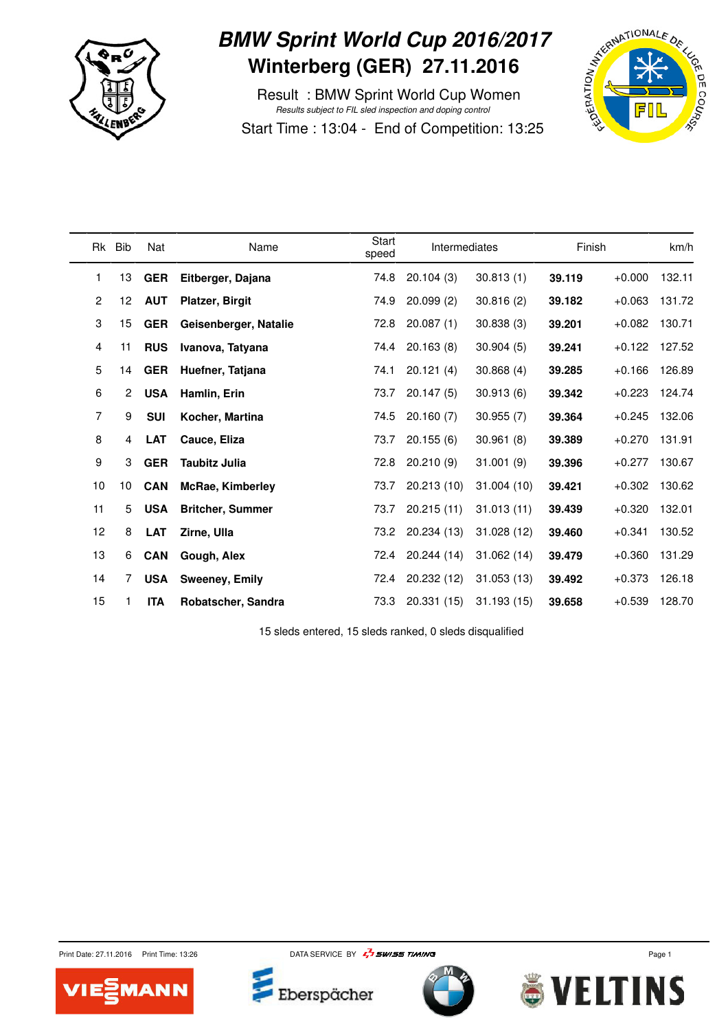# BMW Sprint World Cup 2016/2017

## Winterberg (GER) 27.11.2016

Result : BMW Sprint World Cup Women

*Results subject to FIL sled inspection and doping control*

Start Time : 13:04 - End of Competition: 13:25

| Rk | Bib | Nat | Name | Start speed | Intermediates | | Finish | | km/h |
|---|---|---|---|---|---|---|---|---|---|
| 1 | 13 | **GER** | **Eitberger, Dajana** | 74.8 | 20.104 (3) | 30.813 (1) | **39.119** | +0.000 | 132.11 |
| 2 | 12 | **AUT** | **Platzer, Birgit** | 74.9 | 20.099 (2) | 30.816 (2) | **39.182** | +0.063 | 131.72 |
| 3 | 15 | **GER** | **Geisenberger, Natalie** | 72.8 | 20.087 (1) | 30.838 (3) | **39.201** | +0.082 | 130.71 |
| 4 | 11 | **RUS** | **Ivanova, Tatyana** | 74.4 | 20.163 (8) | 30.904 (5) | **39.241** | +0.122 | 127.52 |
| 5 | 14 | **GER** | **Huefner, Tatjana** | 74.1 | 20.121 (4) | 30.868 (4) | **39.285** | +0.166 | 126.89 |
| 6 | 2 | **USA** | **Hamlin, Erin** | 73.7 | 20.147 (5) | 30.913 (6) | **39.342** | +0.223 | 124.74 |
| 7 | 9 | **SUI** | **Kocher, Martina** | 74.5 | 20.160 (7) | 30.955 (7) | **39.364** | +0.245 | 132.06 |
| 8 | 4 | **LAT** | **Cauce, Eliza** | 73.7 | 20.155 (6) | 30.961 (8) | **39.389** | +0.270 | 131.91 |
| 9 | 3 | **GER** | **Taubitz Julia** | 72.8 | 20.210 (9) | 31.001 (9) | **39.396** | +0.277 | 130.67 |
| 10 | 10 | **CAN** | **McRae, Kimberley** | 73.7 | 20.213 (10) | 31.004 (10) | **39.421** | +0.302 | 130.62 |
| 11 | 5 | **USA** | **Britcher, Summer** | 73.7 | 20.215 (11) | 31.013 (11) | **39.439** | +0.320 | 132.01 |
| 12 | 8 | **LAT** | **Zirne, Ulla** | 73.2 | 20.234 (13) | 31.028 (12) | **39.460** | +0.341 | 130.52 |
| 13 | 6 | **CAN** | **Gough, Alex** | 72.4 | 20.244 (14) | 31.062 (14) | **39.479** | +0.360 | 131.29 |
| 14 | 7 | **USA** | **Sweeney, Emily** | 72.4 | 20.232 (12) | 31.053 (13) | **39.492** | +0.373 | 126.18 |
| 15 | 1 | **ITA** | **Robatscher, Sandra** | 73.3 | 20.331 (15) | 31.193 (15) | **39.658** | +0.539 | 128.70 |

15 sleds entered, 15 sleds ranked, 0 sleds disqualified

Print Date: 27.11.2016 Print Time: 13:26 DATA SERVICE BY SWISS TIMING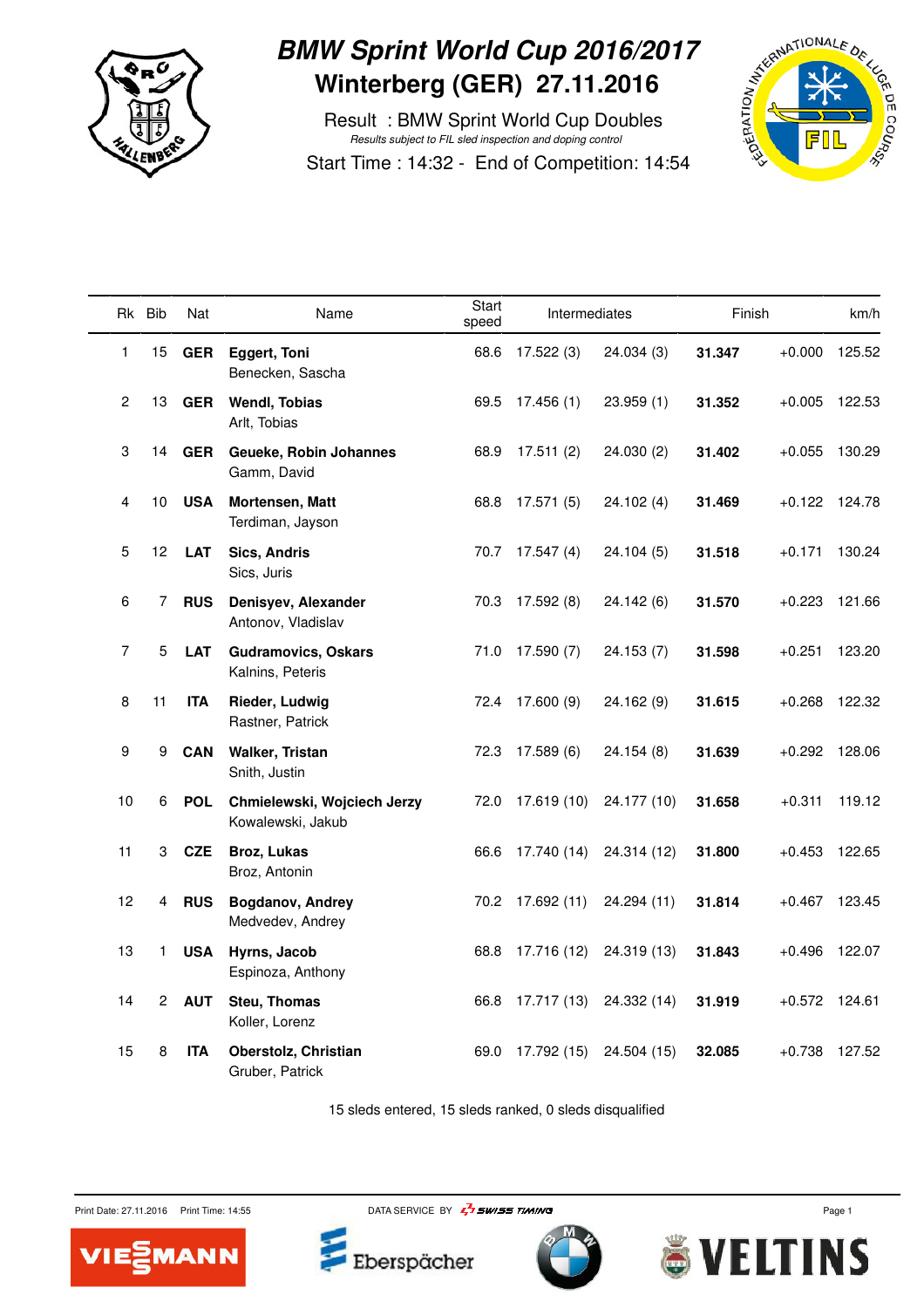# BMW Sprint World Cup 2016/2017
# Winterberg (GER) 27.11.2016

Result : BMW Sprint World Cup Doubles

*Results subject to FIL sled inspection and doping control*

Start Time : 14:32 - End of Competition: 14:54

| Rk | Bib | Nat | Name | Start speed | Intermediates | | Finish | | km/h |
|---|---|---|---|---|---|---|---|---|---|
| 1 | 15 | **GER** | **Eggert, Toni** Benecken, Sascha | 68.6 | 17.522 (3) | 24.034 (3) | **31.347** | +0.000 | 125.52 |
| 2 | 13 | **GER** | **Wendl, Tobias** Arlt, Tobias | 69.5 | 17.456 (1) | 23.959 (1) | **31.352** | +0.005 | 122.53 |
| 3 | 14 | **GER** | **Geueke, Robin Johannes** Gamm, David | 68.9 | 17.511 (2) | 24.030 (2) | **31.402** | +0.055 | 130.29 |
| 4 | 10 | **USA** | **Mortensen, Matt** Terdiman, Jayson | 68.8 | 17.571 (5) | 24.102 (4) | **31.469** | +0.122 | 124.78 |
| 5 | 12 | **LAT** | **Sics, Andris** Sics, Juris | 70.7 | 17.547 (4) | 24.104 (5) | **31.518** | +0.171 | 130.24 |
| 6 | 7 | **RUS** | **Denisyev, Alexander** Antonov, Vladislav | 70.3 | 17.592 (8) | 24.142 (6) | **31.570** | +0.223 | 121.66 |
| 7 | 5 | **LAT** | **Gudramovics, Oskars** Kalnins, Peteris | 71.0 | 17.590 (7) | 24.153 (7) | **31.598** | +0.251 | 123.20 |
| 8 | 11 | **ITA** | **Rieder, Ludwig** Rastner, Patrick | 72.4 | 17.600 (9) | 24.162 (9) | **31.615** | +0.268 | 122.32 |
| 9 | 9 | **CAN** | **Walker, Tristan** Snith, Justin | 72.3 | 17.589 (6) | 24.154 (8) | **31.639** | +0.292 | 128.06 |
| 10 | 6 | **POL** | **Chmielewski, Wojciech Jerzy** Kowalewski, Jakub | 72.0 | 17.619 (10) | 24.177 (10) | **31.658** | +0.311 | 119.12 |
| 11 | 3 | **CZE** | **Broz, Lukas** Broz, Antonin | 66.6 | 17.740 (14) | 24.314 (12) | **31.800** | +0.453 | 122.65 |
| 12 | 4 | **RUS** | **Bogdanov, Andrey** Medvedev, Andrey | 70.2 | 17.692 (11) | 24.294 (11) | **31.814** | +0.467 | 123.45 |
| 13 | 1 | **USA** | **Hyrns, Jacob** Espinoza, Anthony | 68.8 | 17.716 (12) | 24.319 (13) | **31.843** | +0.496 | 122.07 |
| 14 | 2 | **AUT** | **Steu, Thomas** Koller, Lorenz | 66.8 | 17.717 (13) | 24.332 (14) | **31.919** | +0.572 | 124.61 |
| 15 | 8 | **ITA** | **Oberstolz, Christian** Gruber, Patrick | 69.0 | 17.792 (15) | 24.504 (15) | **32.085** | +0.738 | 127.52 |

15 sleds entered, 15 sleds ranked, 0 sleds disqualified

Print Date: 27.11.2016 Print Time: 14:55 DATA SERVICE BY SWISS TIMING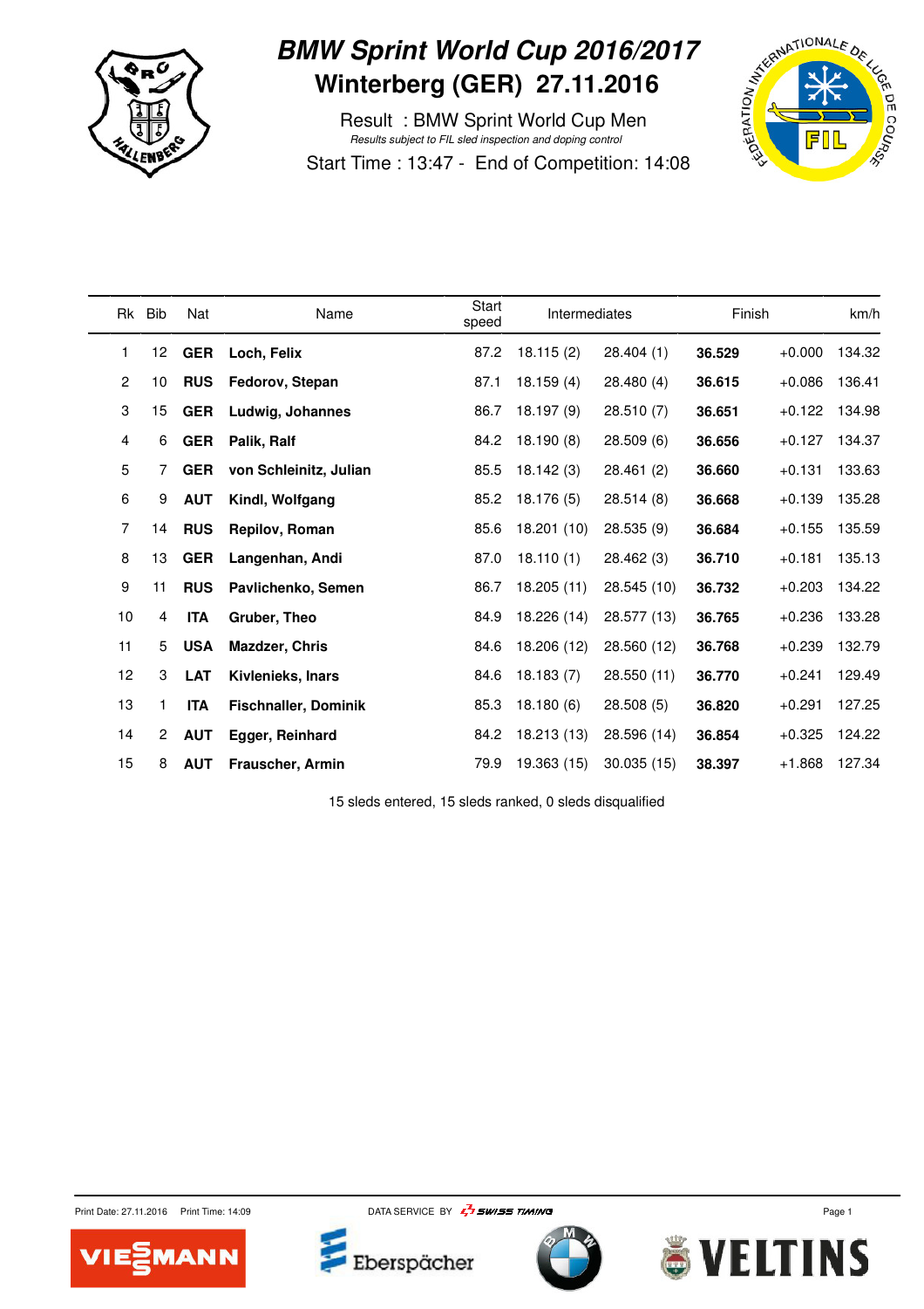# BMW Sprint World Cup 2016/2017

## Winterberg (GER) 27.11.2016

Result : BMW Sprint World Cup Men

*Results subject to FIL sled inspection and doping control*

Start Time : 13:47 - End of Competition: 14:08

| Rk | Bib | Nat | Name | Start speed | Intermediates | | Finish | | km/h |
|---|---|---|---|---|---|---|---|---|---|
| 1 | 12 | **GER** | **Loch, Felix** | 87.2 | 18.115 (2) | 28.404 (1) | **36.529** | +0.000 | 134.32 |
| 2 | 10 | **RUS** | **Fedorov, Stepan** | 87.1 | 18.159 (4) | 28.480 (4) | **36.615** | +0.086 | 136.41 |
| 3 | 15 | **GER** | **Ludwig, Johannes** | 86.7 | 18.197 (9) | 28.510 (7) | **36.651** | +0.122 | 134.98 |
| 4 | 6 | **GER** | **Palik, Ralf** | 84.2 | 18.190 (8) | 28.509 (6) | **36.656** | +0.127 | 134.37 |
| 5 | 7 | **GER** | **von Schleinitz, Julian** | 85.5 | 18.142 (3) | 28.461 (2) | **36.660** | +0.131 | 133.63 |
| 6 | 9 | **AUT** | **Kindl, Wolfgang** | 85.2 | 18.176 (5) | 28.514 (8) | **36.668** | +0.139 | 135.28 |
| 7 | 14 | **RUS** | **Repilov, Roman** | 85.6 | 18.201 (10) | 28.535 (9) | **36.684** | +0.155 | 135.59 |
| 8 | 13 | **GER** | **Langenhan, Andi** | 87.0 | 18.110 (1) | 28.462 (3) | **36.710** | +0.181 | 135.13 |
| 9 | 11 | **RUS** | **Pavlichenko, Semen** | 86.7 | 18.205 (11) | 28.545 (10) | **36.732** | +0.203 | 134.22 |
| 10 | 4 | **ITA** | **Gruber, Theo** | 84.9 | 18.226 (14) | 28.577 (13) | **36.765** | +0.236 | 133.28 |
| 11 | 5 | **USA** | **Mazdzer, Chris** | 84.6 | 18.206 (12) | 28.560 (12) | **36.768** | +0.239 | 132.79 |
| 12 | 3 | **LAT** | **Kivlenieks, Inars** | 84.6 | 18.183 (7) | 28.550 (11) | **36.770** | +0.241 | 129.49 |
| 13 | 1 | **ITA** | **Fischnaller, Dominik** | 85.3 | 18.180 (6) | 28.508 (5) | **36.820** | +0.291 | 127.25 |
| 14 | 2 | **AUT** | **Egger, Reinhard** | 84.2 | 18.213 (13) | 28.596 (14) | **36.854** | +0.325 | 124.22 |
| 15 | 8 | **AUT** | **Frauscher, Armin** | 79.9 | 19.363 (15) | 30.035 (15) | **38.397** | +1.868 | 127.34 |

15 sleds entered, 15 sleds ranked, 0 sleds disqualified

Print Date: 27.11.2016 Print Time: 14:09

DATA SERVICE BY SWISS TIMING